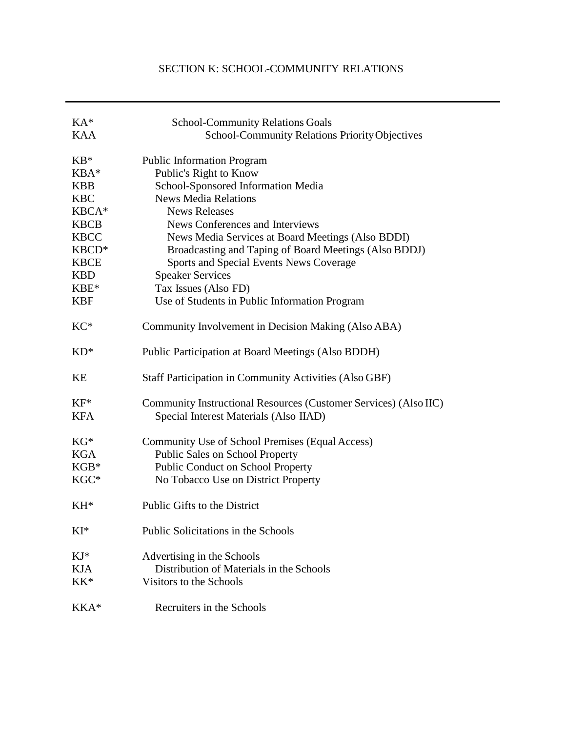# SECTION K: SCHOOL-COMMUNITY RELATIONS

| Code | Title |
|---|---|
| KA* | School-Community Relations Goals |
| KAA | School-Community Relations Priority Objectives |
| KB* | Public Information Program |
| KBA* | Public's Right to Know |
| KBB | School-Sponsored Information Media |
| KBC | News Media Relations |
| KBCA* | News Releases |
| KBCB | News Conferences and Interviews |
| KBCC | News Media Services at Board Meetings (Also BDDI) |
| KBCD* | Broadcasting and Taping of Board Meetings (Also BDDJ) |
| KBCE | Sports and Special Events News Coverage |
| KBD | Speaker Services |
| KBE* | Tax Issues (Also FD) |
| KBF | Use of Students in Public Information Program |
| KC* | Community Involvement in Decision Making (Also ABA) |
| KD* | Public Participation at Board Meetings (Also BDDH) |
| KE | Staff Participation in Community Activities (Also GBF) |
| KF* | Community Instructional Resources (Customer Services) (Also IIC) |
| KFA | Special Interest Materials (Also IIAD) |
| KG* | Community Use of School Premises (Equal Access) |
| KGA | Public Sales on School Property |
| KGB* | Public Conduct on School Property |
| KGC* | No Tobacco Use on District Property |
| KH* | Public Gifts to the District |
| KI* | Public Solicitations in the Schools |
| KJ* | Advertising in the Schools |
| KJA | Distribution of Materials in the Schools |
| KK* | Visitors to the Schools |
| KKA* | Recruiters in the Schools |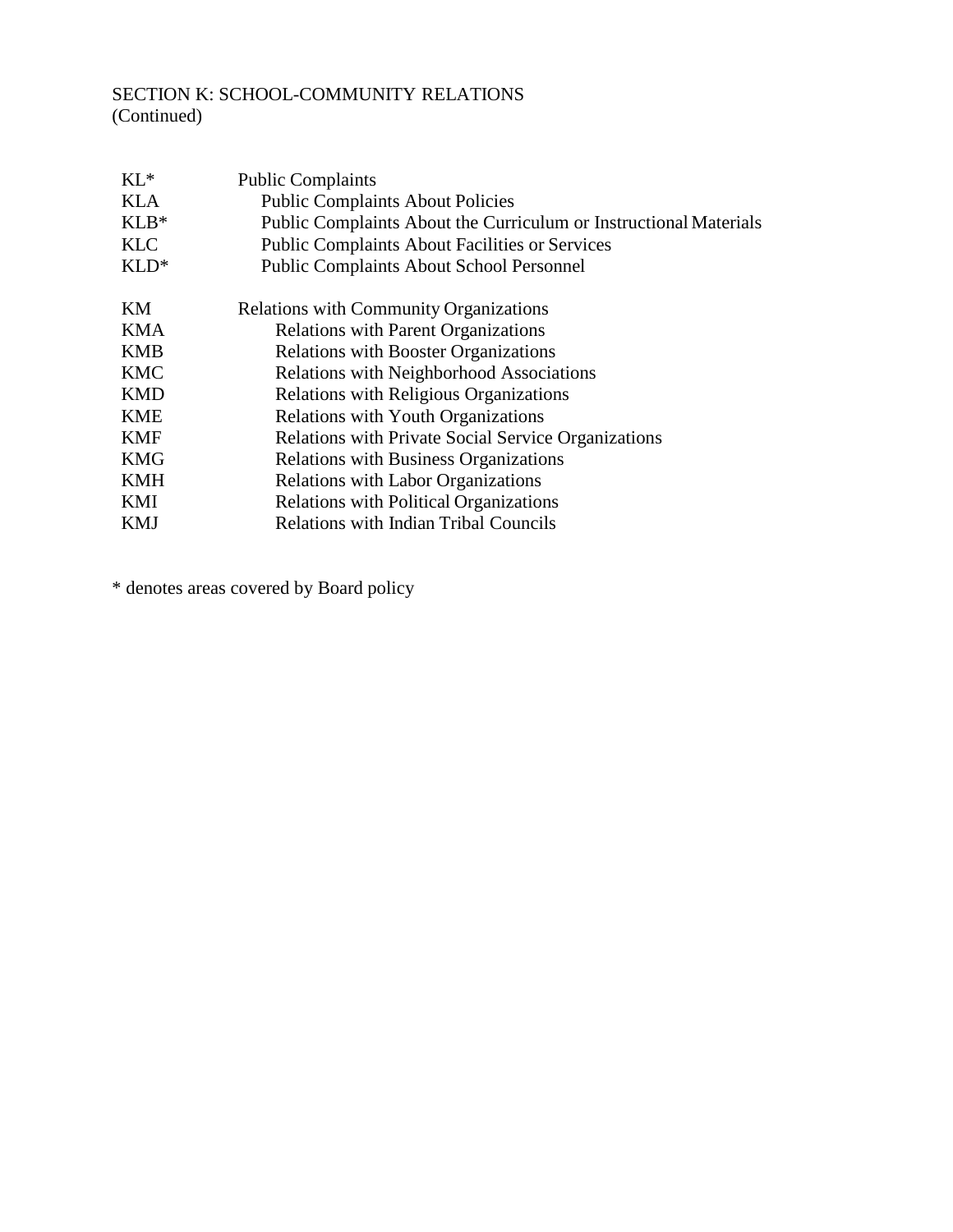SECTION K: SCHOOL-COMMUNITY RELATIONS
(Continued)

| | |
|---|---|
| KL* | Public Complaints |
| KLA | Public Complaints About Policies |
| KLB* | Public Complaints About the Curriculum or Instructional Materials |
| KLC | Public Complaints About Facilities or Services |
| KLD* | Public Complaints About School Personnel |
| | |
| KM | Relations with Community Organizations |
| KMA | Relations with Parent Organizations |
| KMB | Relations with Booster Organizations |
| KMC | Relations with Neighborhood Associations |
| KMD | Relations with Religious Organizations |
| KME | Relations with Youth Organizations |
| KMF | Relations with Private Social Service Organizations |
| KMG | Relations with Business Organizations |
| KMH | Relations with Labor Organizations |
| KMI | Relations with Political Organizations |
| KMJ | Relations with Indian Tribal Councils |

* denotes areas covered by Board policy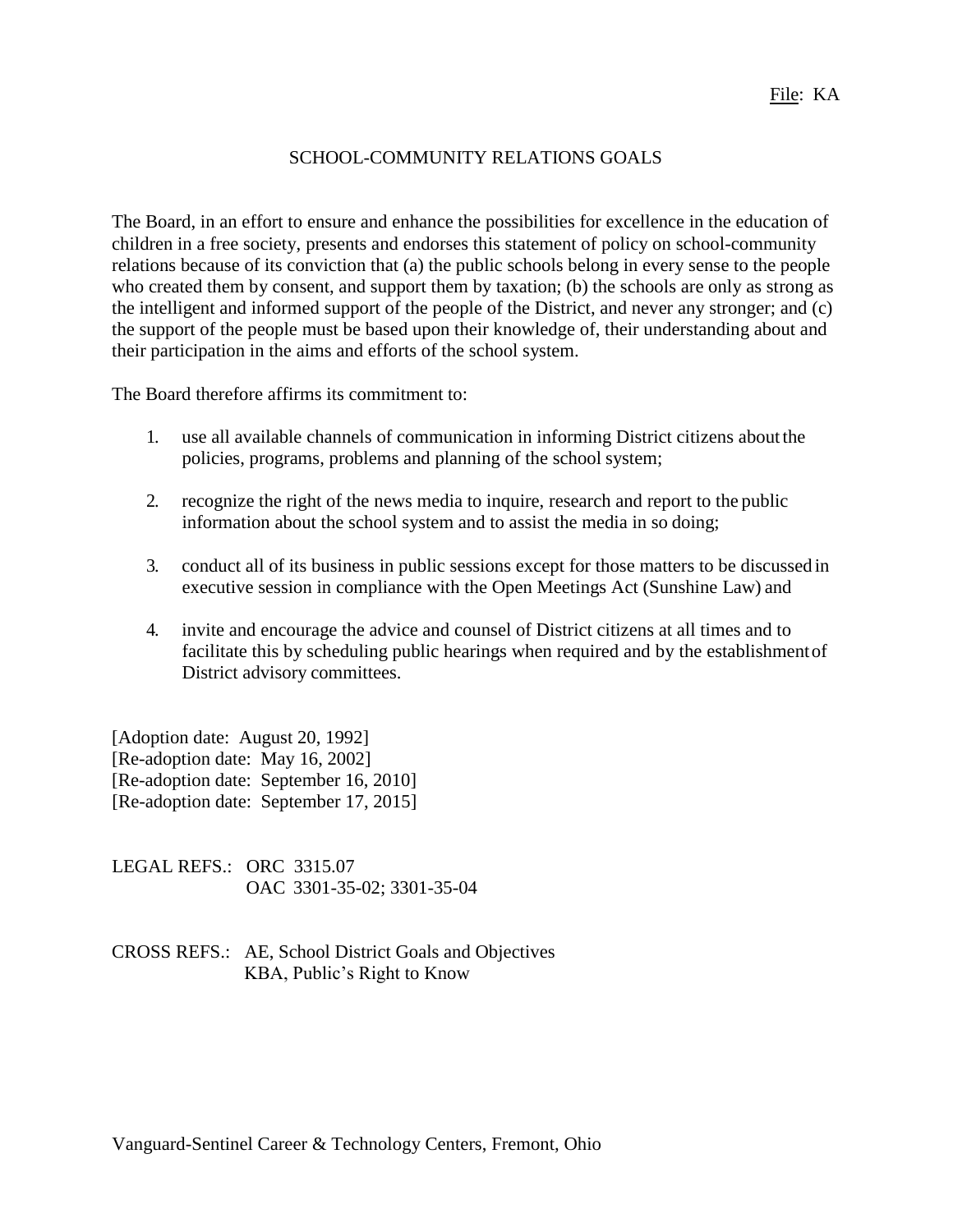File: KA

# SCHOOL-COMMUNITY RELATIONS GOALS

The Board, in an effort to ensure and enhance the possibilities for excellence in the education of children in a free society, presents and endorses this statement of policy on school-community relations because of its conviction that (a) the public schools belong in every sense to the people who created them by consent, and support them by taxation; (b) the schools are only as strong as the intelligent and informed support of the people of the District, and never any stronger; and (c) the support of the people must be based upon their knowledge of, their understanding about and their participation in the aims and efforts of the school system.

The Board therefore affirms its commitment to:

1. use all available channels of communication in informing District citizens about the policies, programs, problems and planning of the school system;

2. recognize the right of the news media to inquire, research and report to the public information about the school system and to assist the media in so doing;

3. conduct all of its business in public sessions except for those matters to be discussed in executive session in compliance with the Open Meetings Act (Sunshine Law) and

4. invite and encourage the advice and counsel of District citizens at all times and to facilitate this by scheduling public hearings when required and by the establishment of District advisory committees.

[Adoption date: August 20, 1992]
[Re-adoption date: May 16, 2002]
[Re-adoption date: September 16, 2010]
[Re-adoption date: September 17, 2015]

LEGAL REFS.: ORC 3315.07
OAC 3301-35-02; 3301-35-04

CROSS REFS.: AE, School District Goals and Objectives
KBA, Public's Right to Know

Vanguard-Sentinel Career & Technology Centers, Fremont, Ohio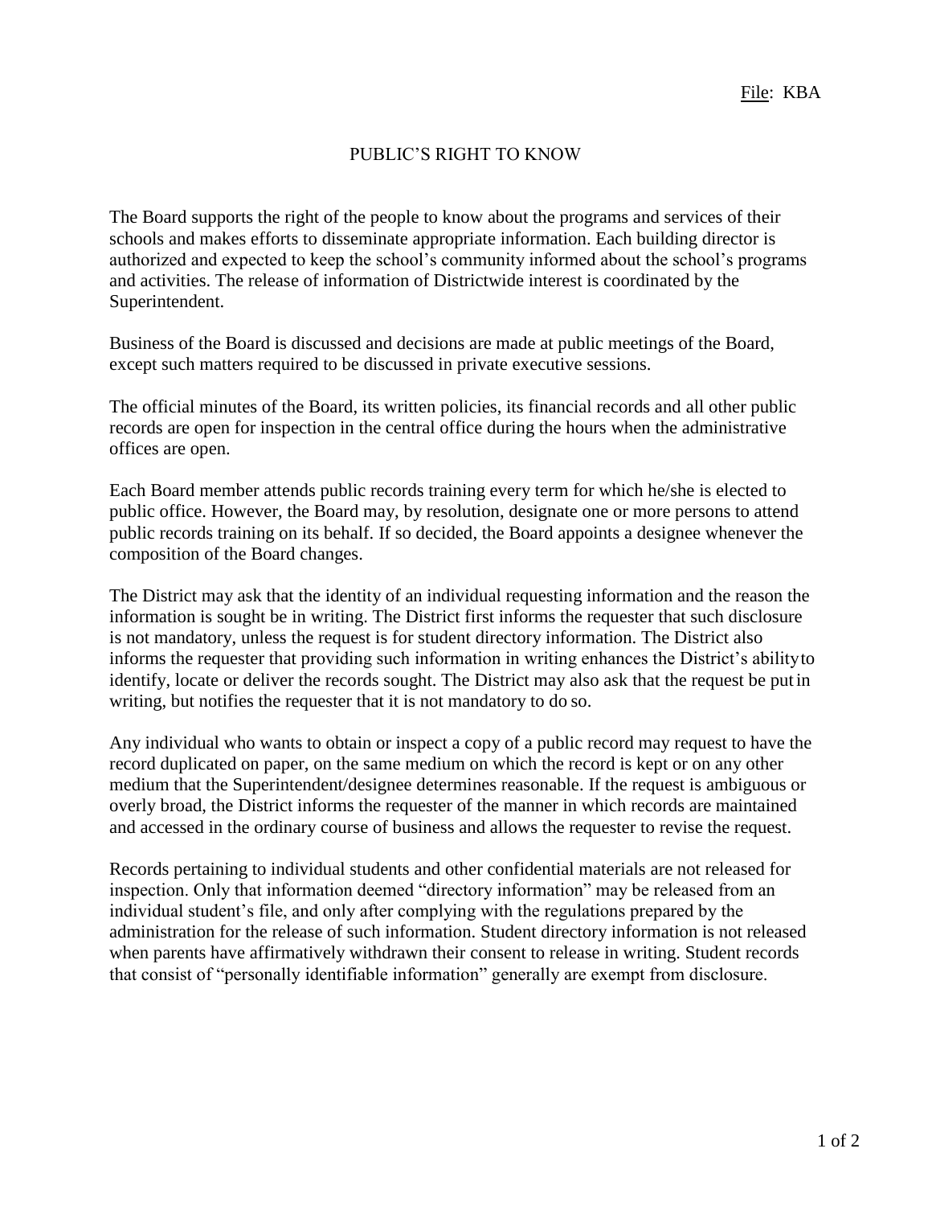File: KBA

# PUBLIC'S RIGHT TO KNOW

The Board supports the right of the people to know about the programs and services of their schools and makes efforts to disseminate appropriate information. Each building director is authorized and expected to keep the school's community informed about the school's programs and activities. The release of information of Districtwide interest is coordinated by the Superintendent.

Business of the Board is discussed and decisions are made at public meetings of the Board, except such matters required to be discussed in private executive sessions.

The official minutes of the Board, its written policies, its financial records and all other public records are open for inspection in the central office during the hours when the administrative offices are open.

Each Board member attends public records training every term for which he/she is elected to public office. However, the Board may, by resolution, designate one or more persons to attend public records training on its behalf. If so decided, the Board appoints a designee whenever the composition of the Board changes.

The District may ask that the identity of an individual requesting information and the reason the information is sought be in writing. The District first informs the requester that such disclosure is not mandatory, unless the request is for student directory information. The District also informs the requester that providing such information in writing enhances the District's ability to identify, locate or deliver the records sought. The District may also ask that the request be put in writing, but notifies the requester that it is not mandatory to do so.

Any individual who wants to obtain or inspect a copy of a public record may request to have the record duplicated on paper, on the same medium on which the record is kept or on any other medium that the Superintendent/designee determines reasonable. If the request is ambiguous or overly broad, the District informs the requester of the manner in which records are maintained and accessed in the ordinary course of business and allows the requester to revise the request.

Records pertaining to individual students and other confidential materials are not released for inspection. Only that information deemed "directory information" may be released from an individual student's file, and only after complying with the regulations prepared by the administration for the release of such information. Student directory information is not released when parents have affirmatively withdrawn their consent to release in writing. Student records that consist of "personally identifiable information" generally are exempt from disclosure.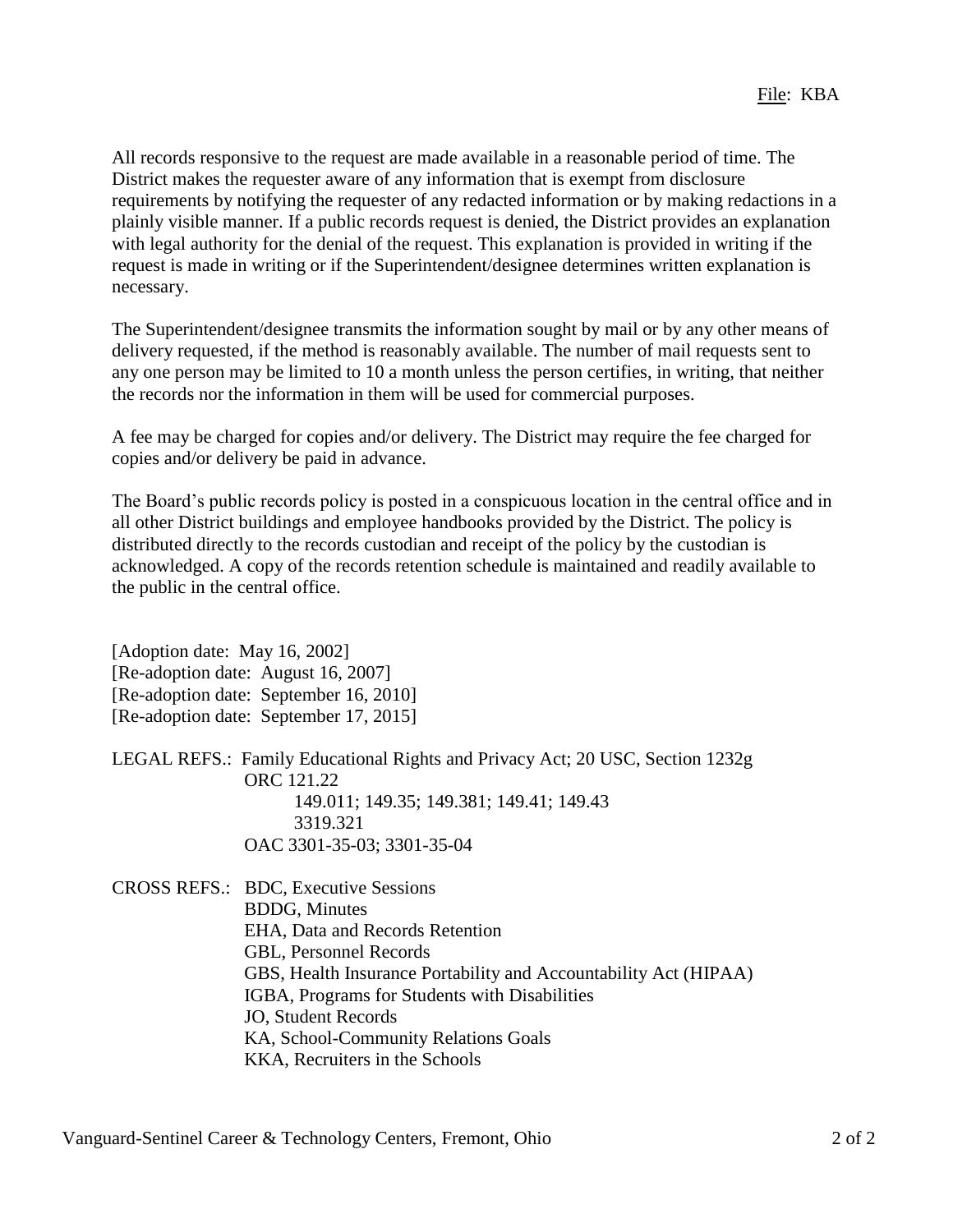All records responsive to the request are made available in a reasonable period of time. The District makes the requester aware of any information that is exempt from disclosure requirements by notifying the requester of any redacted information or by making redactions in a plainly visible manner. If a public records request is denied, the District provides an explanation with legal authority for the denial of the request. This explanation is provided in writing if the request is made in writing or if the Superintendent/designee determines written explanation is necessary.

The Superintendent/designee transmits the information sought by mail or by any other means of delivery requested, if the method is reasonably available. The number of mail requests sent to any one person may be limited to 10 a month unless the person certifies, in writing, that neither the records nor the information in them will be used for commercial purposes.

A fee may be charged for copies and/or delivery. The District may require the fee charged for copies and/or delivery be paid in advance.

The Board's public records policy is posted in a conspicuous location in the central office and in all other District buildings and employee handbooks provided by the District. The policy is distributed directly to the records custodian and receipt of the policy by the custodian is acknowledged. A copy of the records retention schedule is maintained and readily available to the public in the central office.

[Adoption date: May 16, 2002]
[Re-adoption date: August 16, 2007]
[Re-adoption date: September 16, 2010]
[Re-adoption date: September 17, 2015]

LEGAL REFS.: Family Educational Rights and Privacy Act; 20 USC, Section 1232g
ORC 121.22
149.011; 149.35; 149.381; 149.41; 149.43
3319.321
OAC 3301-35-03; 3301-35-04

CROSS REFS.: BDC, Executive Sessions
BDDG, Minutes
EHA, Data and Records Retention
GBL, Personnel Records
GBS, Health Insurance Portability and Accountability Act (HIPAA)
IGBA, Programs for Students with Disabilities
JO, Student Records
KA, School-Community Relations Goals
KKA, Recruiters in the Schools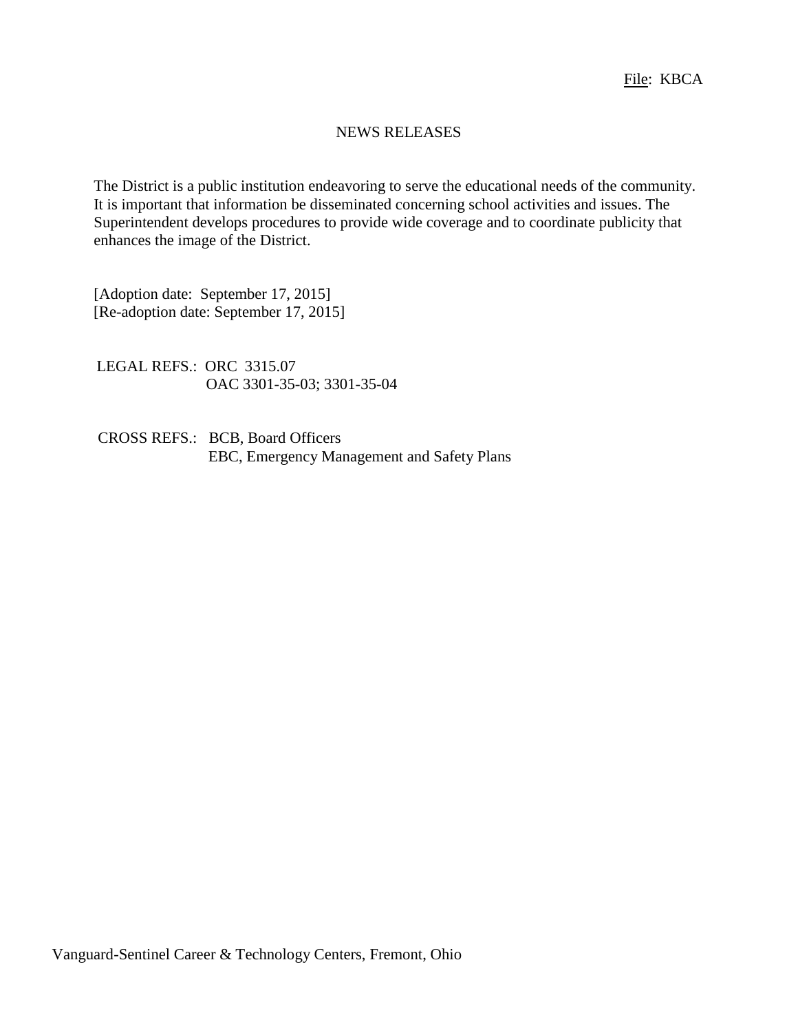File: KBCA

# NEWS RELEASES

The District is a public institution endeavoring to serve the educational needs of the community. It is important that information be disseminated concerning school activities and issues. The Superintendent develops procedures to provide wide coverage and to coordinate publicity that enhances the image of the District.

[Adoption date: September 17, 2015]
[Re-adoption date: September 17, 2015]

LEGAL REFS.: ORC 3315.07
OAC 3301-35-03; 3301-35-04

CROSS REFS.: BCB, Board Officers
EBC, Emergency Management and Safety Plans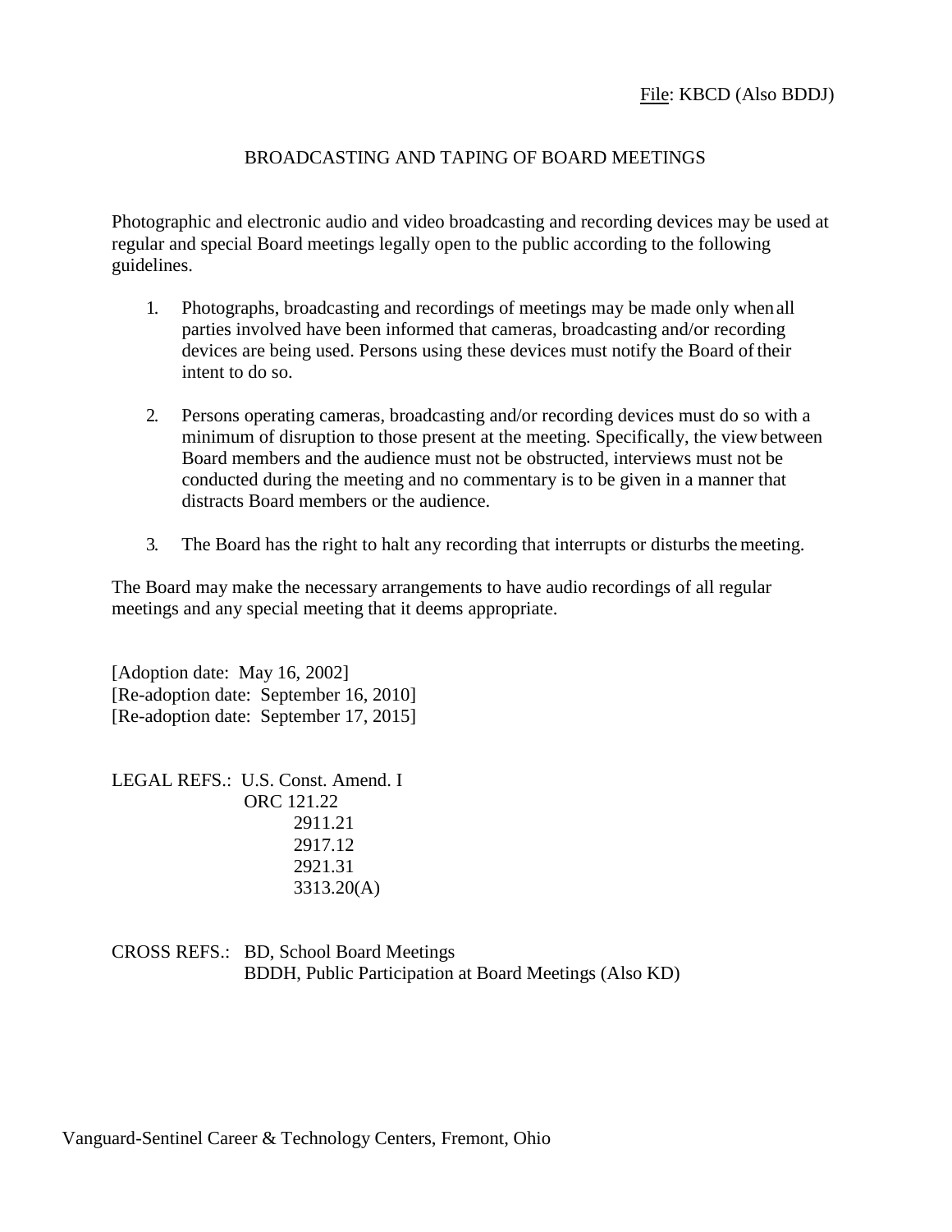File: KBCD (Also BDDJ)

# BROADCASTING AND TAPING OF BOARD MEETINGS

Photographic and electronic audio and video broadcasting and recording devices may be used at regular and special Board meetings legally open to the public according to the following guidelines.

1. Photographs, broadcasting and recordings of meetings may be made only when all parties involved have been informed that cameras, broadcasting and/or recording devices are being used. Persons using these devices must notify the Board of their intent to do so.

2. Persons operating cameras, broadcasting and/or recording devices must do so with a minimum of disruption to those present at the meeting. Specifically, the view between Board members and the audience must not be obstructed, interviews must not be conducted during the meeting and no commentary is to be given in a manner that distracts Board members or the audience.

3. The Board has the right to halt any recording that interrupts or disturbs the meeting.

The Board may make the necessary arrangements to have audio recordings of all regular meetings and any special meeting that it deems appropriate.

[Adoption date: May 16, 2002]
[Re-adoption date: September 16, 2010]
[Re-adoption date: September 17, 2015]

LEGAL REFS.: U.S. Const. Amend. I
ORC 121.22
2911.21
2917.12
2921.31
3313.20(A)

CROSS REFS.: BD, School Board Meetings
BDDH, Public Participation at Board Meetings (Also KD)

Vanguard-Sentinel Career & Technology Centers, Fremont, Ohio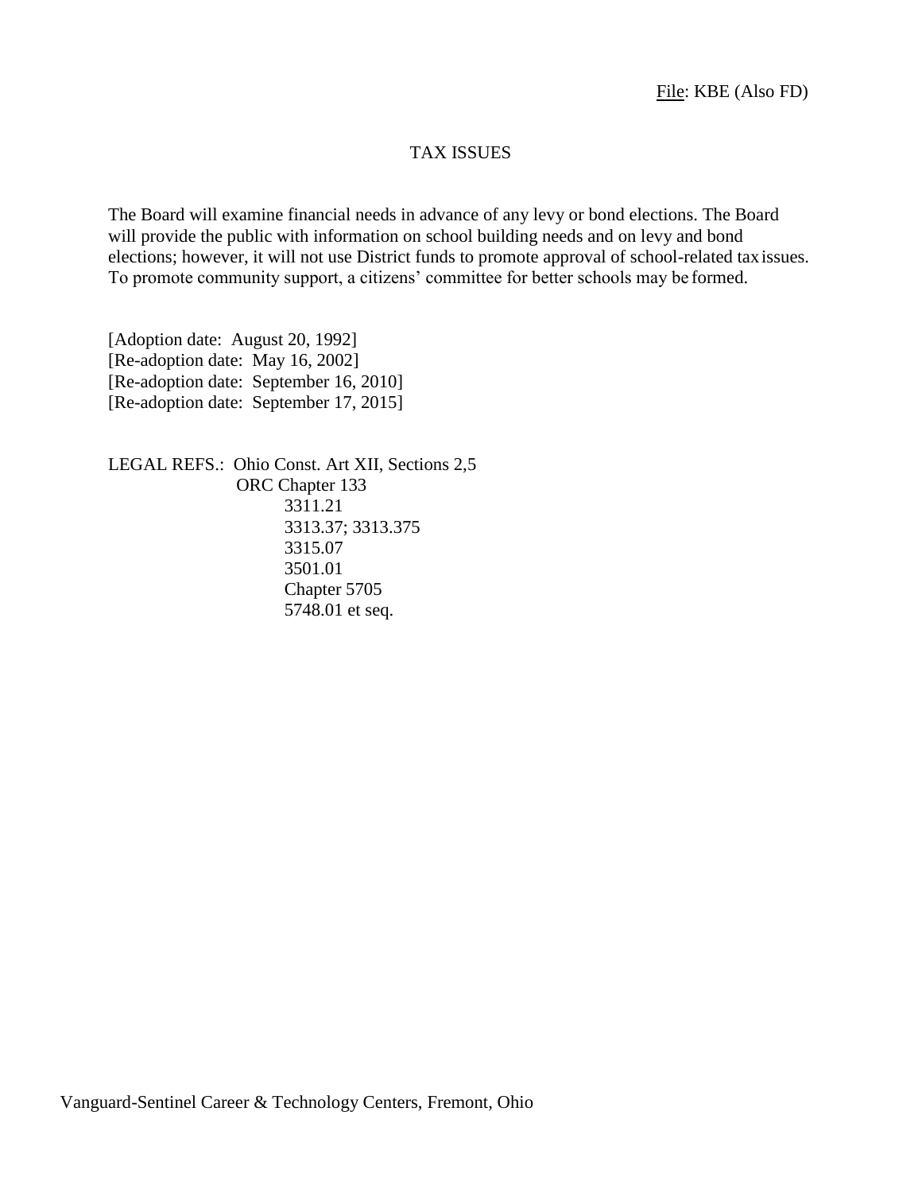File: KBE (Also FD)

# TAX ISSUES

The Board will examine financial needs in advance of any levy or bond elections. The Board will provide the public with information on school building needs and on levy and bond elections; however, it will not use District funds to promote approval of school-related tax issues. To promote community support, a citizens' committee for better schools may be formed.

[Adoption date: August 20, 1992]
[Re-adoption date: May 16, 2002]
[Re-adoption date: September 16, 2010]
[Re-adoption date: September 17, 2015]

LEGAL REFS.: Ohio Const. Art XII, Sections 2,5
ORC Chapter 133
3311.21
3313.37; 3313.375
3315.07
3501.01
Chapter 5705
5748.01 et seq.

Vanguard-Sentinel Career & Technology Centers, Fremont, Ohio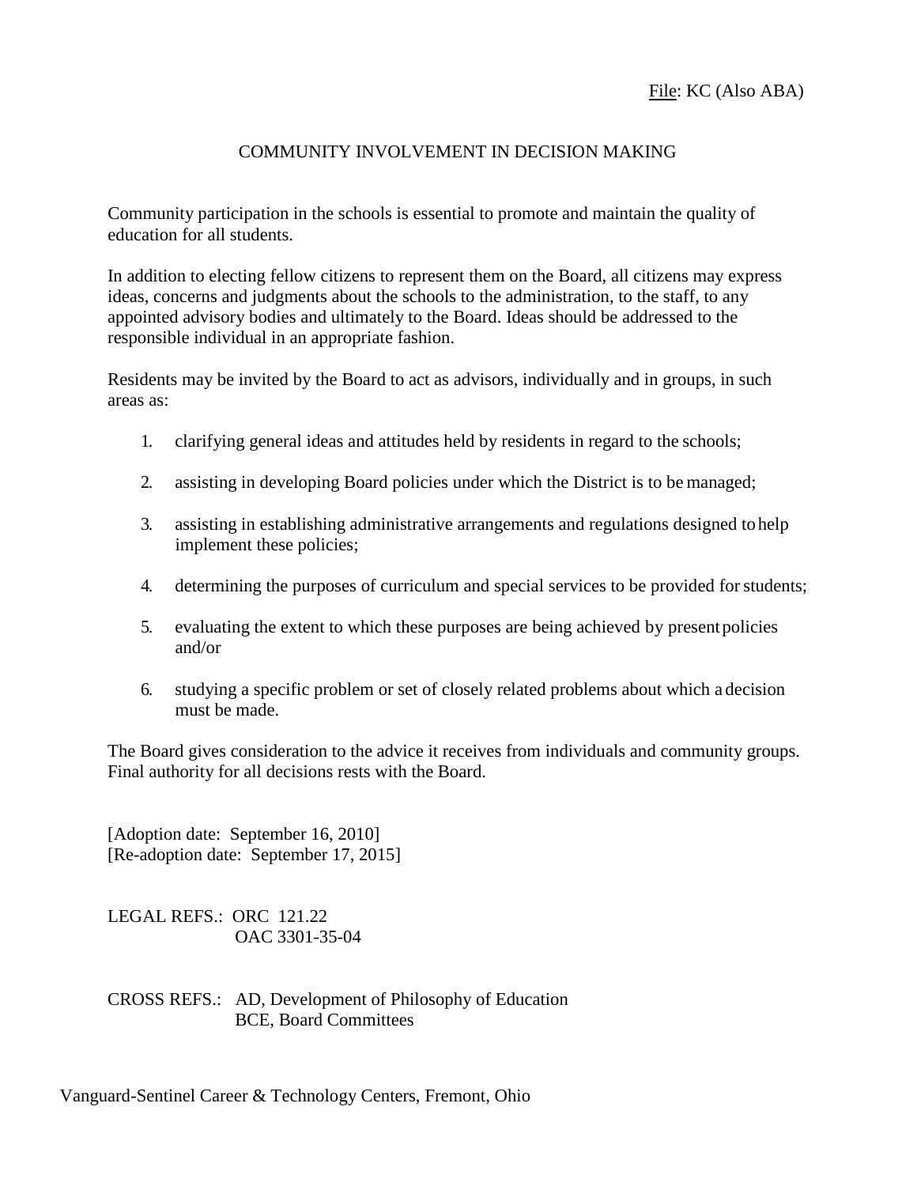File: KC (Also ABA)

# COMMUNITY INVOLVEMENT IN DECISION MAKING

Community participation in the schools is essential to promote and maintain the quality of education for all students.

In addition to electing fellow citizens to represent them on the Board, all citizens may express ideas, concerns and judgments about the schools to the administration, to the staff, to any appointed advisory bodies and ultimately to the Board. Ideas should be addressed to the responsible individual in an appropriate fashion.

Residents may be invited by the Board to act as advisors, individually and in groups, in such areas as:

1. clarifying general ideas and attitudes held by residents in regard to the schools;
2. assisting in developing Board policies under which the District is to be managed;
3. assisting in establishing administrative arrangements and regulations designed to help implement these policies;
4. determining the purposes of curriculum and special services to be provided for students;
5. evaluating the extent to which these purposes are being achieved by present policies and/or
6. studying a specific problem or set of closely related problems about which a decision must be made.

The Board gives consideration to the advice it receives from individuals and community groups. Final authority for all decisions rests with the Board.

[Adoption date: September 16, 2010]
[Re-adoption date: September 17, 2015]

LEGAL REFS.: ORC 121.22
OAC 3301-35-04

CROSS REFS.: AD, Development of Philosophy of Education
BCE, Board Committees

Vanguard-Sentinel Career & Technology Centers, Fremont, Ohio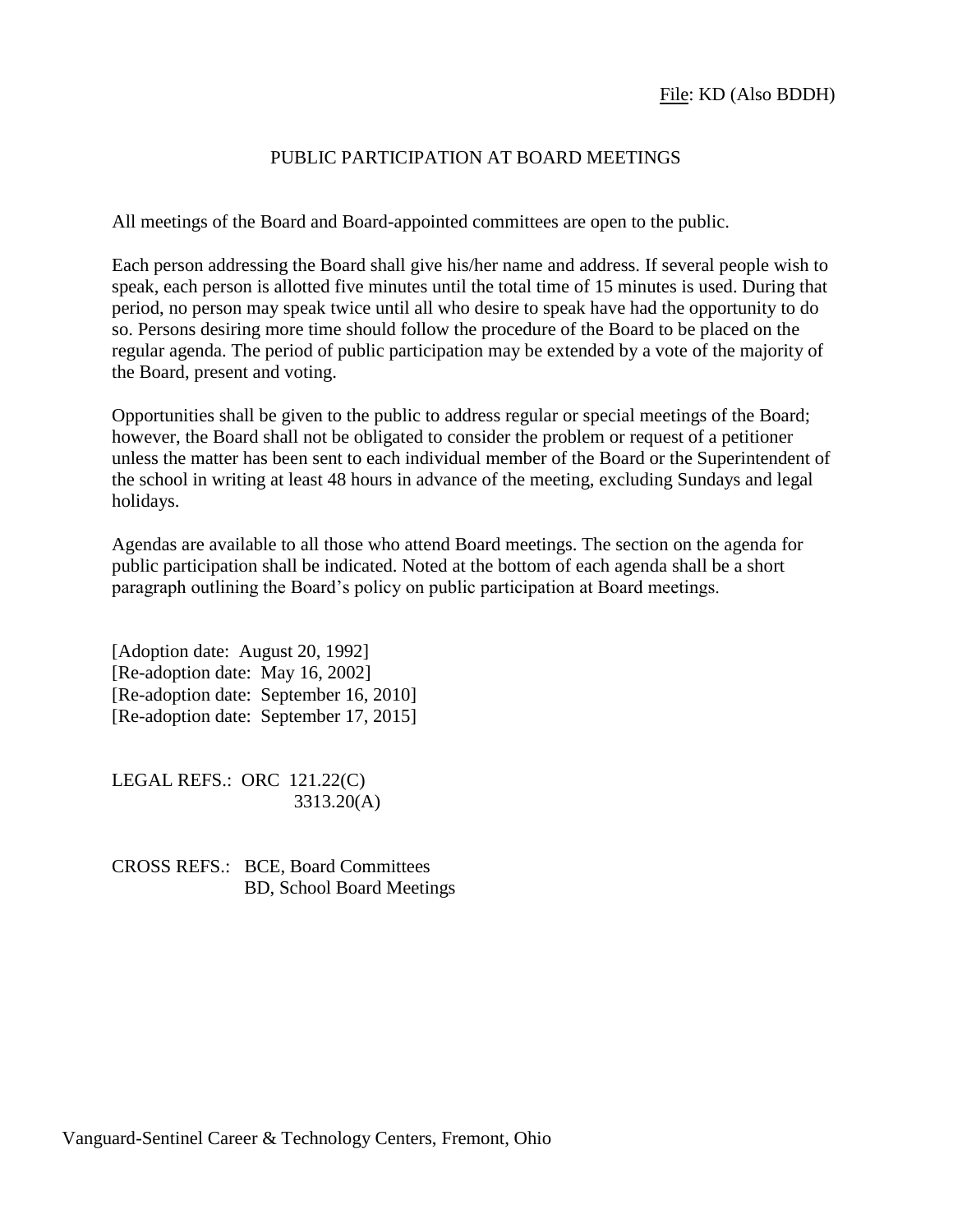File: KD (Also BDDH)

# PUBLIC PARTICIPATION AT BOARD MEETINGS

All meetings of the Board and Board-appointed committees are open to the public.

Each person addressing the Board shall give his/her name and address. If several people wish to speak, each person is allotted five minutes until the total time of 15 minutes is used. During that period, no person may speak twice until all who desire to speak have had the opportunity to do so. Persons desiring more time should follow the procedure of the Board to be placed on the regular agenda. The period of public participation may be extended by a vote of the majority of the Board, present and voting.

Opportunities shall be given to the public to address regular or special meetings of the Board; however, the Board shall not be obligated to consider the problem or request of a petitioner unless the matter has been sent to each individual member of the Board or the Superintendent of the school in writing at least 48 hours in advance of the meeting, excluding Sundays and legal holidays.

Agendas are available to all those who attend Board meetings. The section on the agenda for public participation shall be indicated. Noted at the bottom of each agenda shall be a short paragraph outlining the Board's policy on public participation at Board meetings.

[Adoption date: August 20, 1992]
[Re-adoption date: May 16, 2002]
[Re-adoption date: September 16, 2010]
[Re-adoption date: September 17, 2015]

LEGAL REFS.: ORC 121.22(C)
3313.20(A)

CROSS REFS.: BCE, Board Committees
BD, School Board Meetings

Vanguard-Sentinel Career & Technology Centers, Fremont, Ohio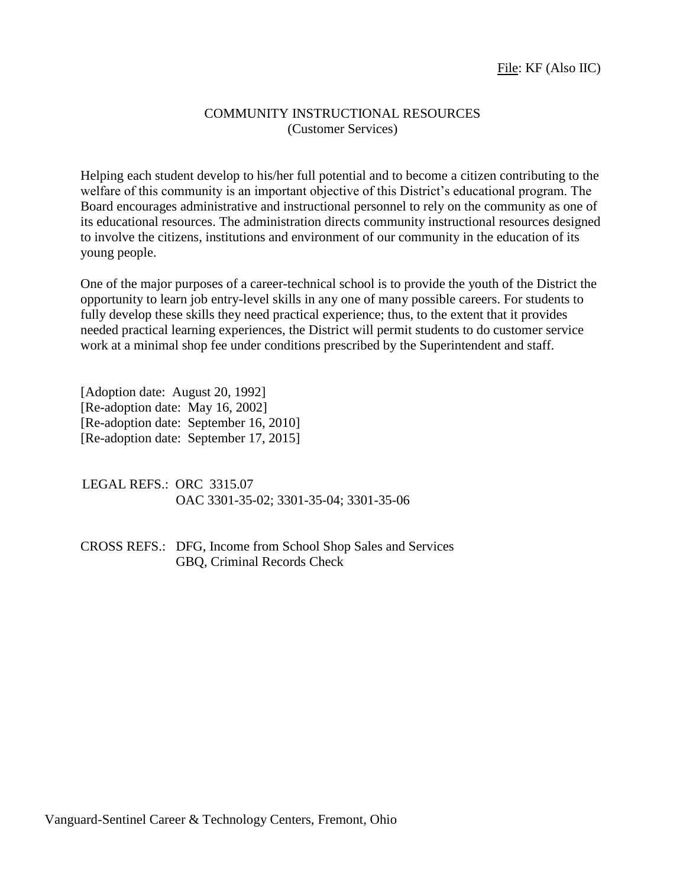File: KF (Also IIC)

# COMMUNITY INSTRUCTIONAL RESOURCES
(Customer Services)

Helping each student develop to his/her full potential and to become a citizen contributing to the welfare of this community is an important objective of this District's educational program. The Board encourages administrative and instructional personnel to rely on the community as one of its educational resources. The administration directs community instructional resources designed to involve the citizens, institutions and environment of our community in the education of its young people.

One of the major purposes of a career-technical school is to provide the youth of the District the opportunity to learn job entry-level skills in any one of many possible careers. For students to fully develop these skills they need practical experience; thus, to the extent that it provides needed practical learning experiences, the District will permit students to do customer service work at a minimal shop fee under conditions prescribed by the Superintendent and staff.

[Adoption date: August 20, 1992]
[Re-adoption date: May 16, 2002]
[Re-adoption date: September 16, 2010]
[Re-adoption date: September 17, 2015]

LEGAL REFS.: ORC 3315.07
OAC 3301-35-02; 3301-35-04; 3301-35-06

CROSS REFS.: DFG, Income from School Shop Sales and Services
GBQ, Criminal Records Check

Vanguard-Sentinel Career & Technology Centers, Fremont, Ohio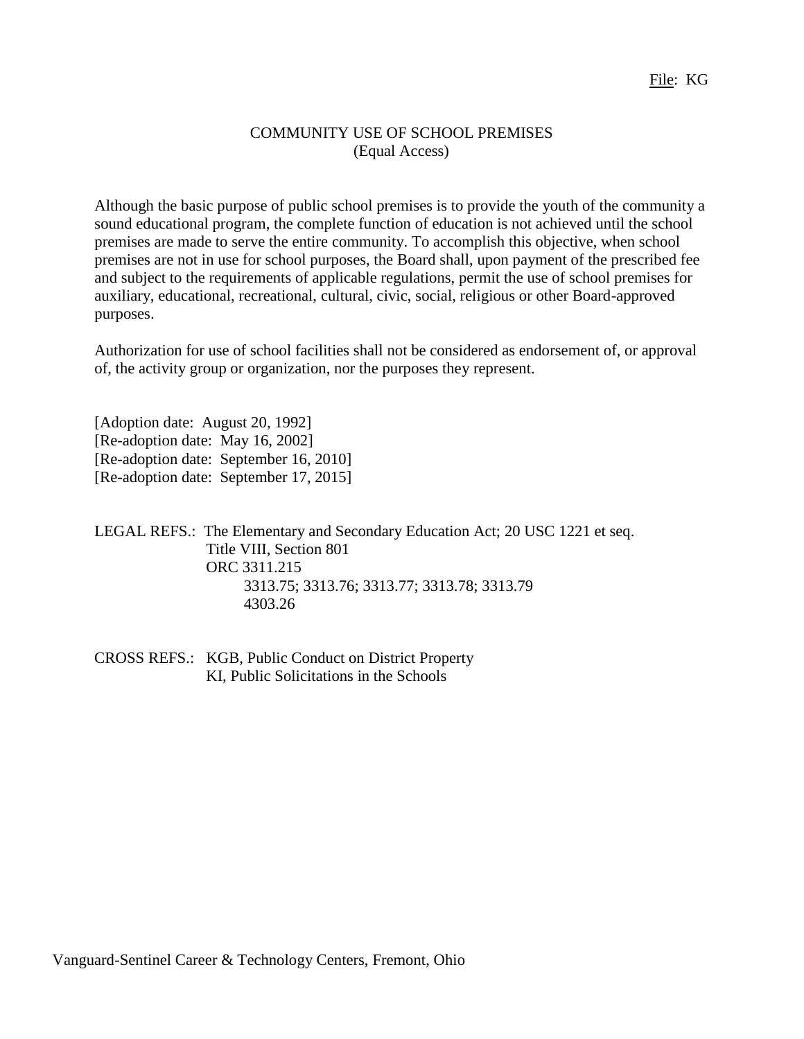File: KG

# COMMUNITY USE OF SCHOOL PREMISES
(Equal Access)

Although the basic purpose of public school premises is to provide the youth of the community a sound educational program, the complete function of education is not achieved until the school premises are made to serve the entire community. To accomplish this objective, when school premises are not in use for school purposes, the Board shall, upon payment of the prescribed fee and subject to the requirements of applicable regulations, permit the use of school premises for auxiliary, educational, recreational, cultural, civic, social, religious or other Board-approved purposes.

Authorization for use of school facilities shall not be considered as endorsement of, or approval of, the activity group or organization, nor the purposes they represent.

[Adoption date: August 20, 1992]
[Re-adoption date: May 16, 2002]
[Re-adoption date: September 16, 2010]
[Re-adoption date: September 17, 2015]

LEGAL REFS.: The Elementary and Secondary Education Act; 20 USC 1221 et seq.
Title VIII, Section 801
ORC 3311.215
3313.75; 3313.76; 3313.77; 3313.78; 3313.79
4303.26

CROSS REFS.: KGB, Public Conduct on District Property
KI, Public Solicitations in the Schools

Vanguard-Sentinel Career & Technology Centers, Fremont, Ohio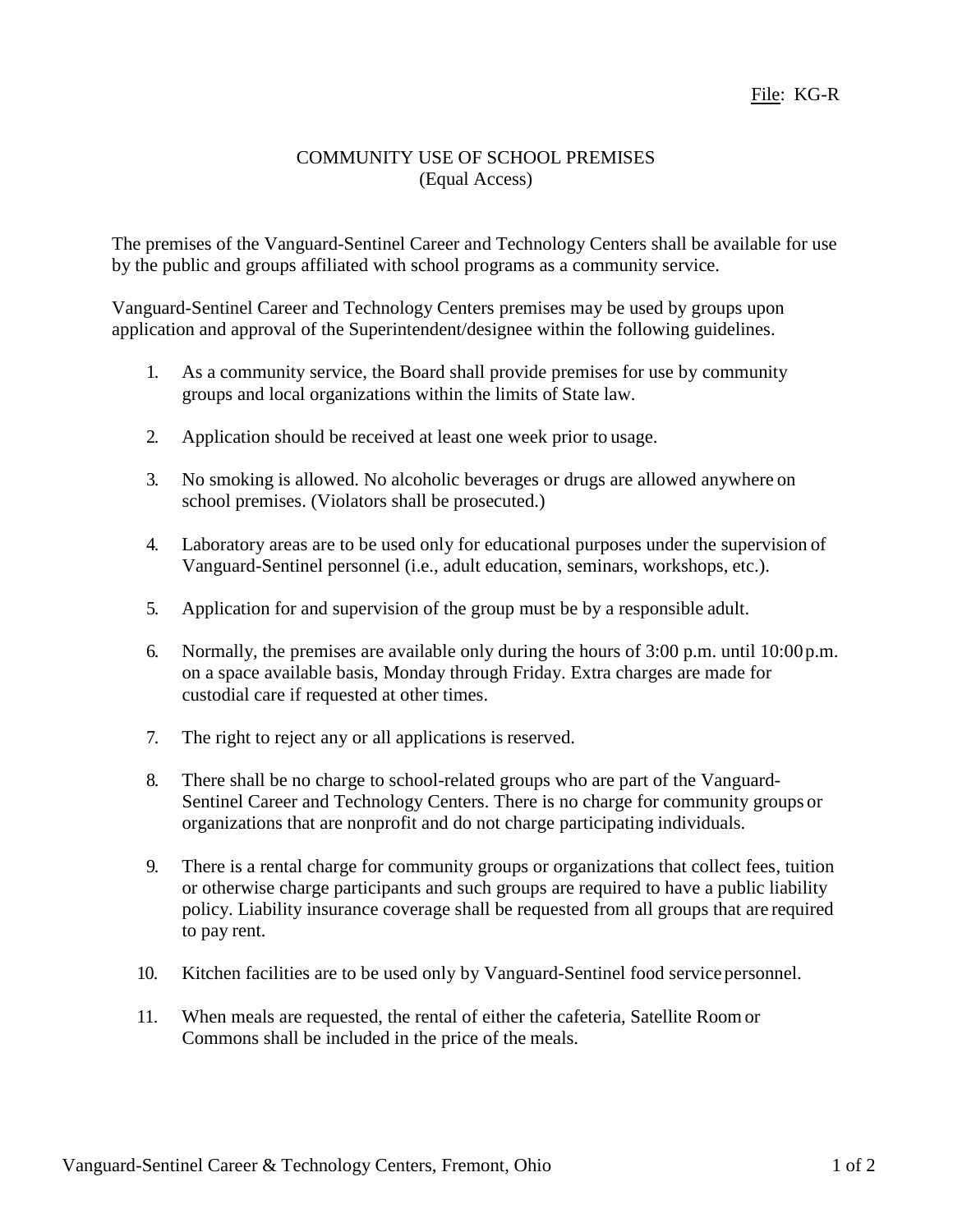File: KG-R

# COMMUNITY USE OF SCHOOL PREMISES
## (Equal Access)

The premises of the Vanguard-Sentinel Career and Technology Centers shall be available for use by the public and groups affiliated with school programs as a community service.

Vanguard-Sentinel Career and Technology Centers premises may be used by groups upon application and approval of the Superintendent/designee within the following guidelines.

1. As a community service, the Board shall provide premises for use by community groups and local organizations within the limits of State law.
2. Application should be received at least one week prior to usage.
3. No smoking is allowed. No alcoholic beverages or drugs are allowed anywhere on school premises. (Violators shall be prosecuted.)
4. Laboratory areas are to be used only for educational purposes under the supervision of Vanguard-Sentinel personnel (i.e., adult education, seminars, workshops, etc.).
5. Application for and supervision of the group must be by a responsible adult.
6. Normally, the premises are available only during the hours of 3:00 p.m. until 10:00 p.m. on a space available basis, Monday through Friday. Extra charges are made for custodial care if requested at other times.
7. The right to reject any or all applications is reserved.
8. There shall be no charge to school-related groups who are part of the Vanguard-Sentinel Career and Technology Centers. There is no charge for community groups or organizations that are nonprofit and do not charge participating individuals.
9. There is a rental charge for community groups or organizations that collect fees, tuition or otherwise charge participants and such groups are required to have a public liability policy. Liability insurance coverage shall be requested from all groups that are required to pay rent.
10. Kitchen facilities are to be used only by Vanguard-Sentinel food service personnel.
11. When meals are requested, the rental of either the cafeteria, Satellite Room or Commons shall be included in the price of the meals.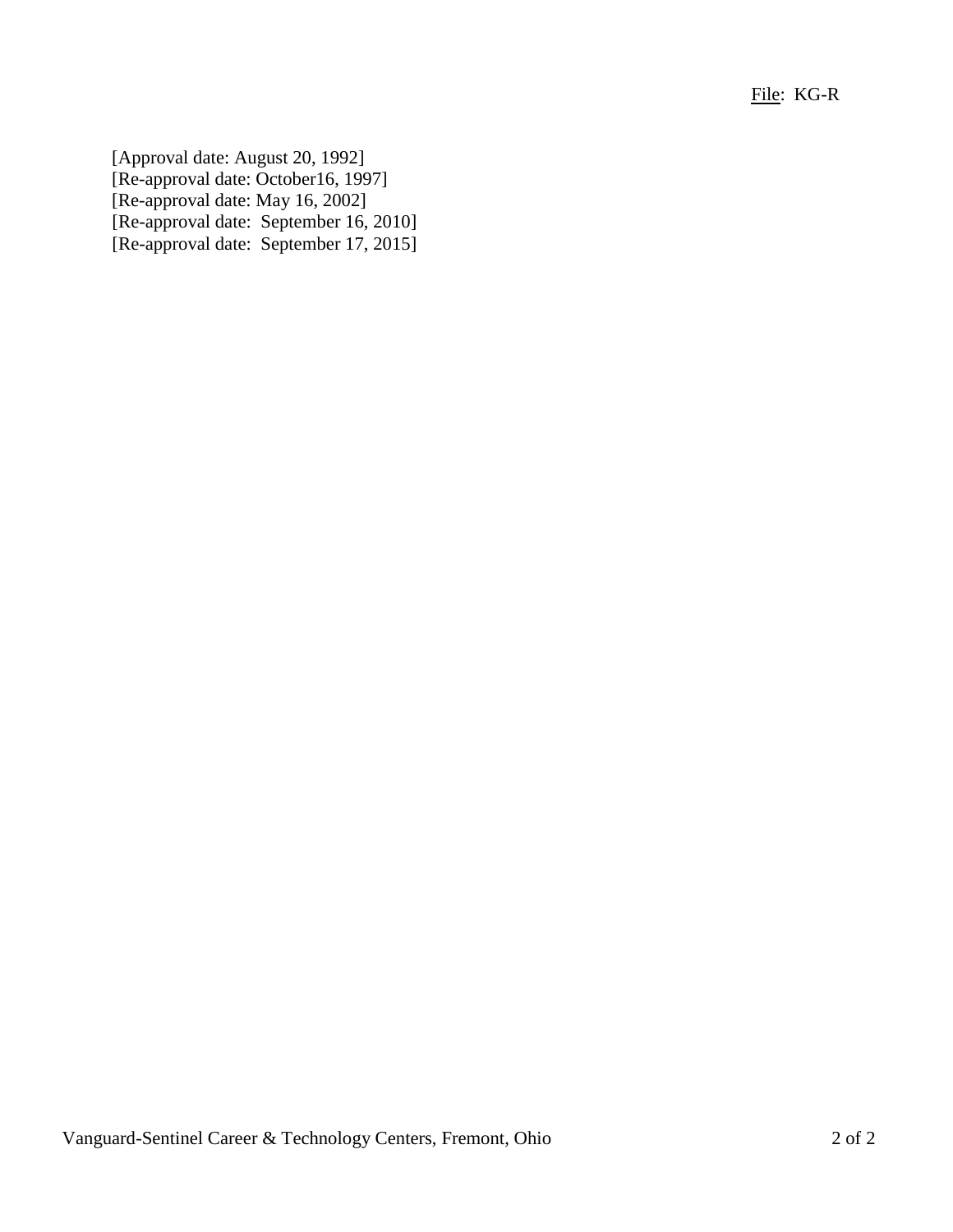[Approval date: August 20, 1992]
[Re-approval date: October16, 1997]
[Re-approval date: May 16, 2002]
[Re-approval date: September 16, 2010]
[Re-approval date: September 17, 2015]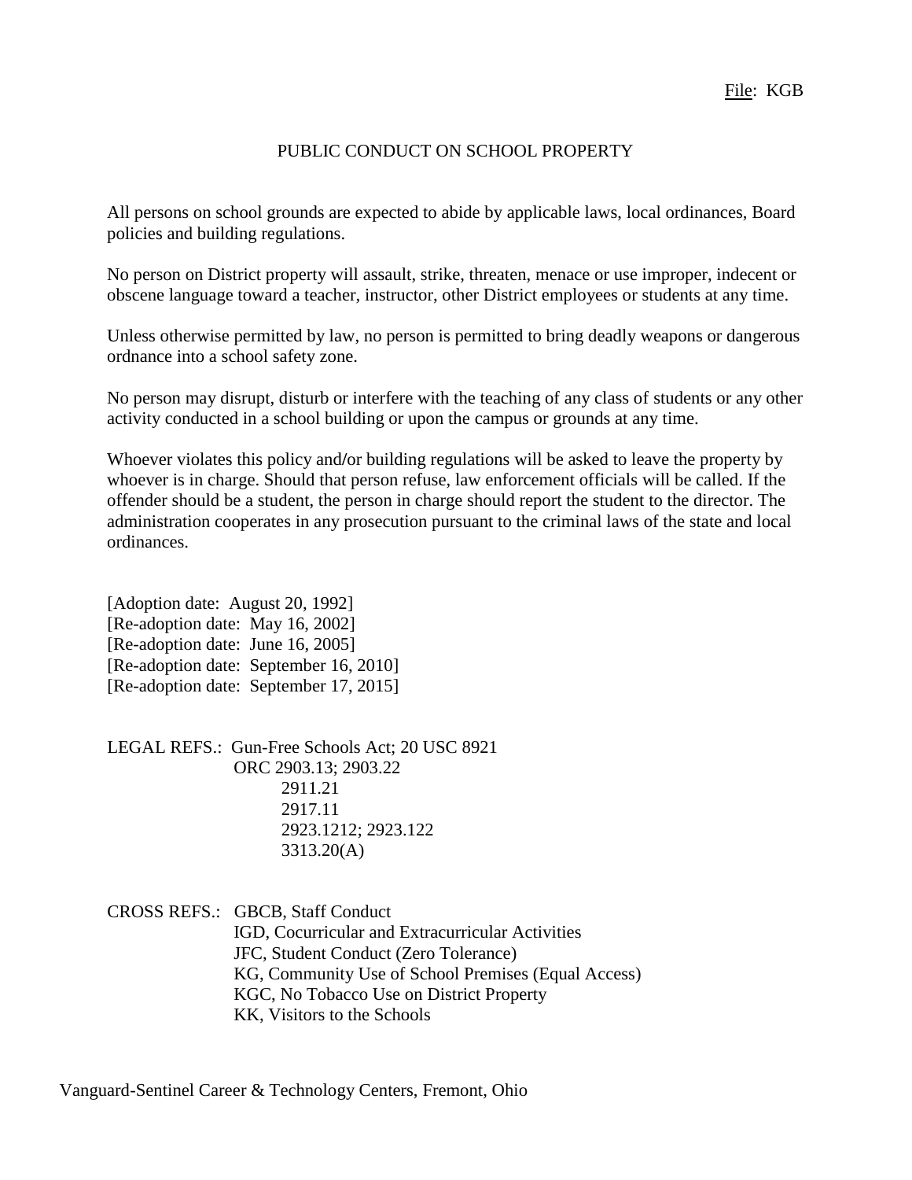File: KGB

# PUBLIC CONDUCT ON SCHOOL PROPERTY

All persons on school grounds are expected to abide by applicable laws, local ordinances, Board policies and building regulations.

No person on District property will assault, strike, threaten, menace or use improper, indecent or obscene language toward a teacher, instructor, other District employees or students at any time.

Unless otherwise permitted by law, no person is permitted to bring deadly weapons or dangerous ordnance into a school safety zone.

No person may disrupt, disturb or interfere with the teaching of any class of students or any other activity conducted in a school building or upon the campus or grounds at any time.

Whoever violates this policy and/or building regulations will be asked to leave the property by whoever is in charge. Should that person refuse, law enforcement officials will be called. If the offender should be a student, the person in charge should report the student to the director. The administration cooperates in any prosecution pursuant to the criminal laws of the state and local ordinances.

[Adoption date: August 20, 1992]
[Re-adoption date: May 16, 2002]
[Re-adoption date: June 16, 2005]
[Re-adoption date: September 16, 2010]
[Re-adoption date: September 17, 2015]

LEGAL REFS.: Gun-Free Schools Act; 20 USC 8921
ORC 2903.13; 2903.22
2911.21
2917.11
2923.1212; 2923.122
3313.20(A)

CROSS REFS.: GBCB, Staff Conduct
IGD, Cocurricular and Extracurricular Activities
JFC, Student Conduct (Zero Tolerance)
KG, Community Use of School Premises (Equal Access)
KGC, No Tobacco Use on District Property
KK, Visitors to the Schools

Vanguard-Sentinel Career & Technology Centers, Fremont, Ohio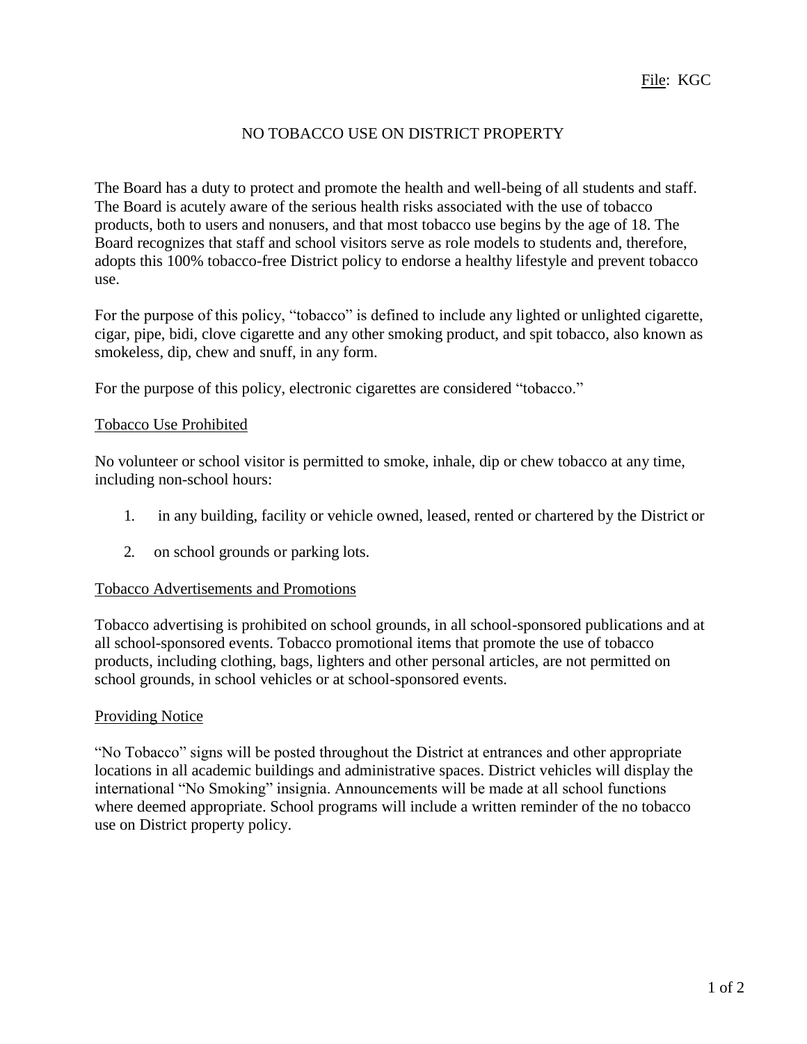File: KGC

# NO TOBACCO USE ON DISTRICT PROPERTY

The Board has a duty to protect and promote the health and well-being of all students and staff. The Board is acutely aware of the serious health risks associated with the use of tobacco products, both to users and nonusers, and that most tobacco use begins by the age of 18. The Board recognizes that staff and school visitors serve as role models to students and, therefore, adopts this 100% tobacco-free District policy to endorse a healthy lifestyle and prevent tobacco use.

For the purpose of this policy, "tobacco" is defined to include any lighted or unlighted cigarette, cigar, pipe, bidi, clove cigarette and any other smoking product, and spit tobacco, also known as smokeless, dip, chew and snuff, in any form.

For the purpose of this policy, electronic cigarettes are considered "tobacco."

## Tobacco Use Prohibited

No volunteer or school visitor is permitted to smoke, inhale, dip or chew tobacco at any time, including non-school hours:

1. in any building, facility or vehicle owned, leased, rented or chartered by the District or
2. on school grounds or parking lots.

## Tobacco Advertisements and Promotions

Tobacco advertising is prohibited on school grounds, in all school-sponsored publications and at all school-sponsored events. Tobacco promotional items that promote the use of tobacco products, including clothing, bags, lighters and other personal articles, are not permitted on school grounds, in school vehicles or at school-sponsored events.

## Providing Notice

"No Tobacco" signs will be posted throughout the District at entrances and other appropriate locations in all academic buildings and administrative spaces. District vehicles will display the international "No Smoking" insignia. Announcements will be made at all school functions where deemed appropriate. School programs will include a written reminder of the no tobacco use on District property policy.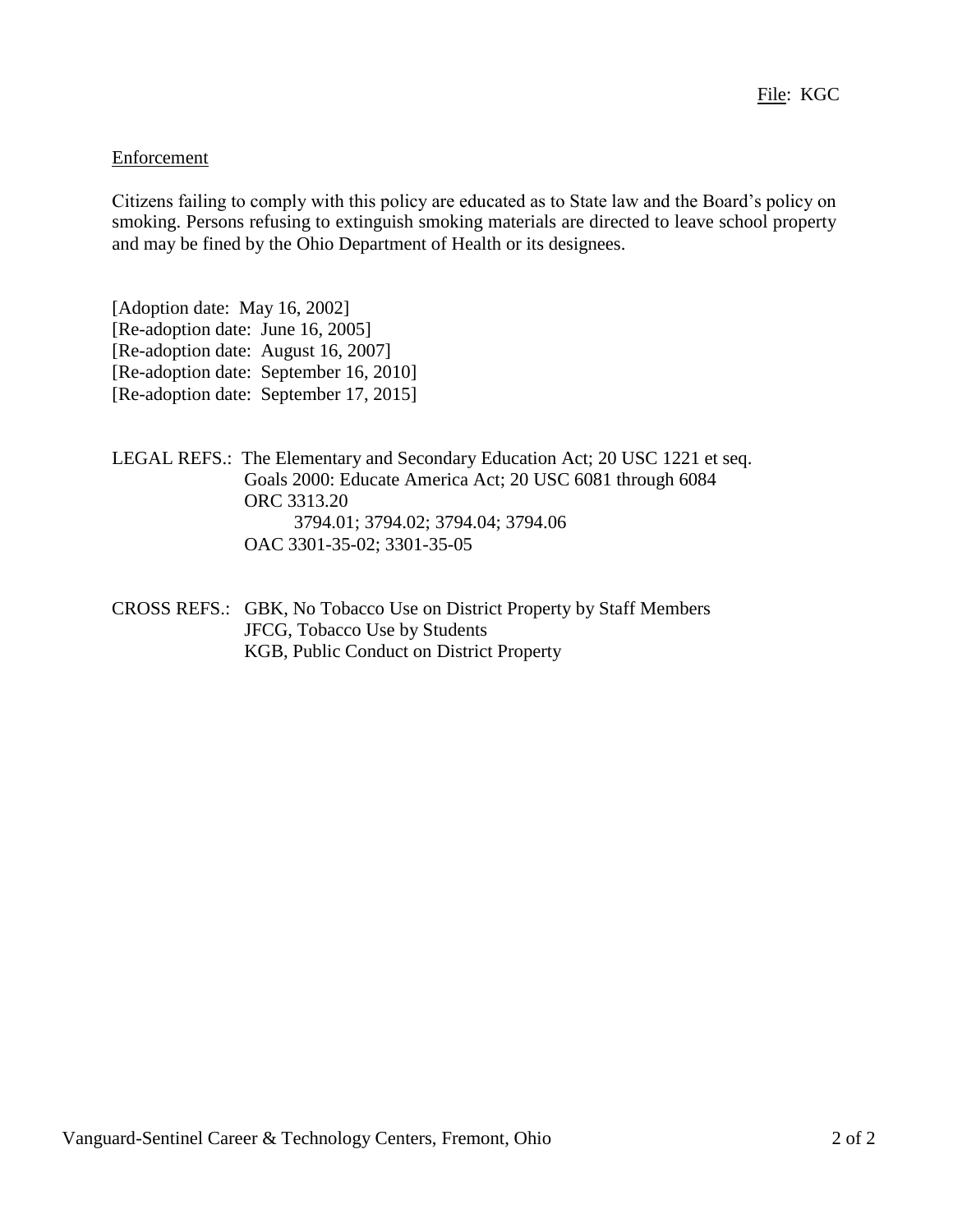File: KGC

Enforcement

Citizens failing to comply with this policy are educated as to State law and the Board's policy on smoking. Persons refusing to extinguish smoking materials are directed to leave school property and may be fined by the Ohio Department of Health or its designees.

[Adoption date: May 16, 2002]
[Re-adoption date: June 16, 2005]
[Re-adoption date: August 16, 2007]
[Re-adoption date: September 16, 2010]
[Re-adoption date: September 17, 2015]

LEGAL REFS.: The Elementary and Secondary Education Act; 20 USC 1221 et seq.
Goals 2000: Educate America Act; 20 USC 6081 through 6084
ORC 3313.20
3794.01; 3794.02; 3794.04; 3794.06
OAC 3301-35-02; 3301-35-05

CROSS REFS.: GBK, No Tobacco Use on District Property by Staff Members
JFCG, Tobacco Use by Students
KGB, Public Conduct on District Property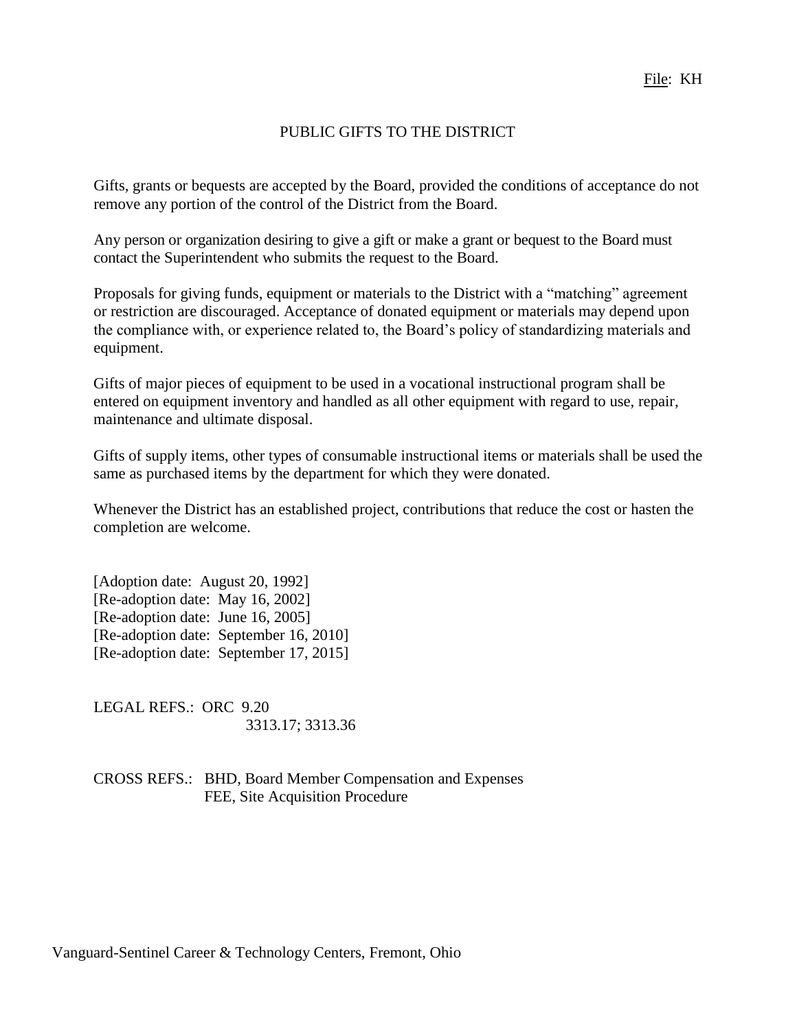File: KH

# PUBLIC GIFTS TO THE DISTRICT

Gifts, grants or bequests are accepted by the Board, provided the conditions of acceptance do not remove any portion of the control of the District from the Board.

Any person or organization desiring to give a gift or make a grant or bequest to the Board must contact the Superintendent who submits the request to the Board.

Proposals for giving funds, equipment or materials to the District with a "matching" agreement or restriction are discouraged. Acceptance of donated equipment or materials may depend upon the compliance with, or experience related to, the Board's policy of standardizing materials and equipment.

Gifts of major pieces of equipment to be used in a vocational instructional program shall be entered on equipment inventory and handled as all other equipment with regard to use, repair, maintenance and ultimate disposal.

Gifts of supply items, other types of consumable instructional items or materials shall be used the same as purchased items by the department for which they were donated.

Whenever the District has an established project, contributions that reduce the cost or hasten the completion are welcome.

[Adoption date: August 20, 1992]
[Re-adoption date: May 16, 2002]
[Re-adoption date: June 16, 2005]
[Re-adoption date: September 16, 2010]
[Re-adoption date: September 17, 2015]

LEGAL REFS.: ORC 9.20
3313.17; 3313.36

CROSS REFS.: BHD, Board Member Compensation and Expenses
FEE, Site Acquisition Procedure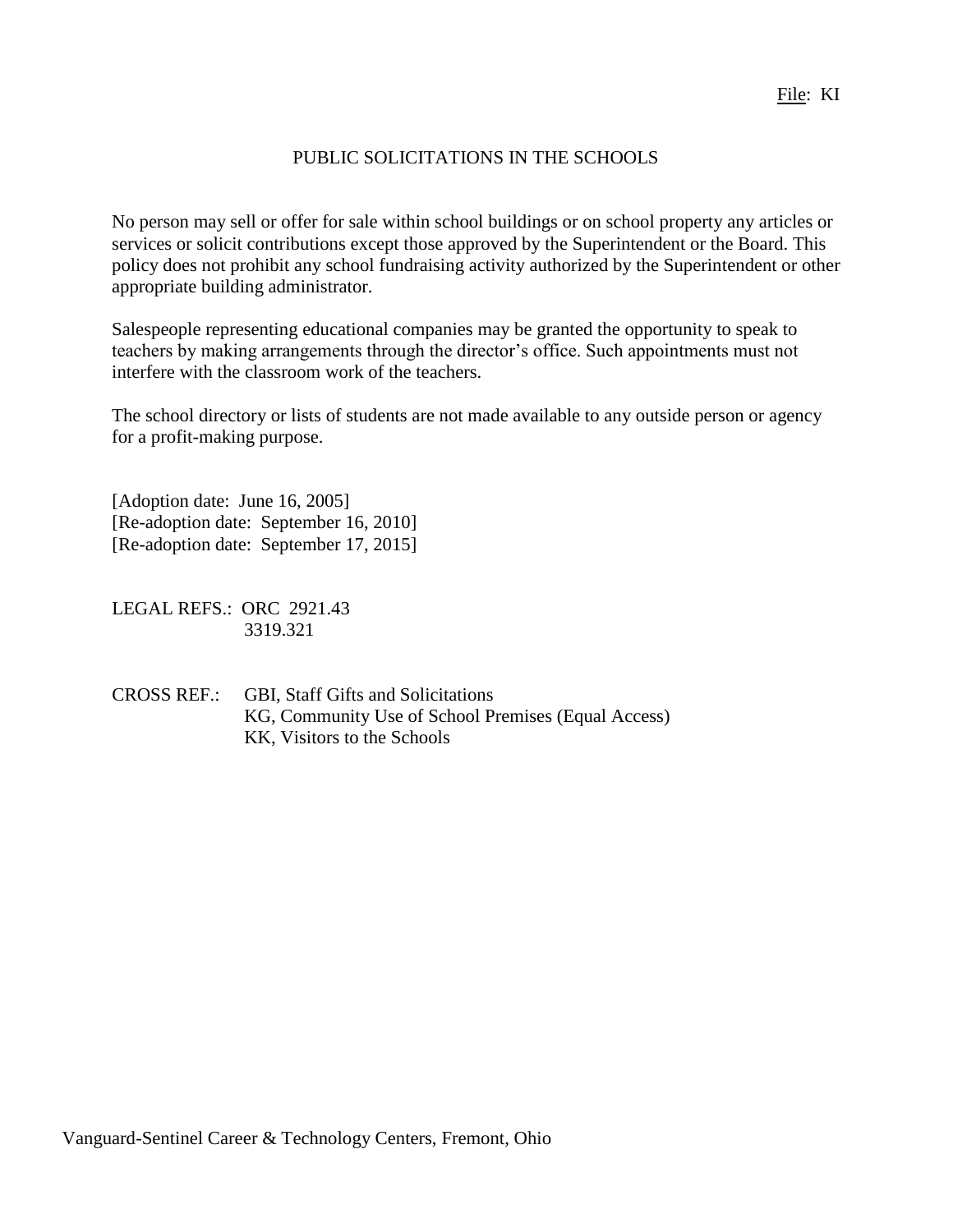File: KI

# PUBLIC SOLICITATIONS IN THE SCHOOLS

No person may sell or offer for sale within school buildings or on school property any articles or services or solicit contributions except those approved by the Superintendent or the Board. This policy does not prohibit any school fundraising activity authorized by the Superintendent or other appropriate building administrator.

Salespeople representing educational companies may be granted the opportunity to speak to teachers by making arrangements through the director's office. Such appointments must not interfere with the classroom work of the teachers.

The school directory or lists of students are not made available to any outside person or agency for a profit-making purpose.

[Adoption date: June 16, 2005]
[Re-adoption date: September 16, 2010]
[Re-adoption date: September 17, 2015]

LEGAL REFS.: ORC 2921.43
3319.321

CROSS REF.: GBI, Staff Gifts and Solicitations
KG, Community Use of School Premises (Equal Access)
KK, Visitors to the Schools

Vanguard-Sentinel Career & Technology Centers, Fremont, Ohio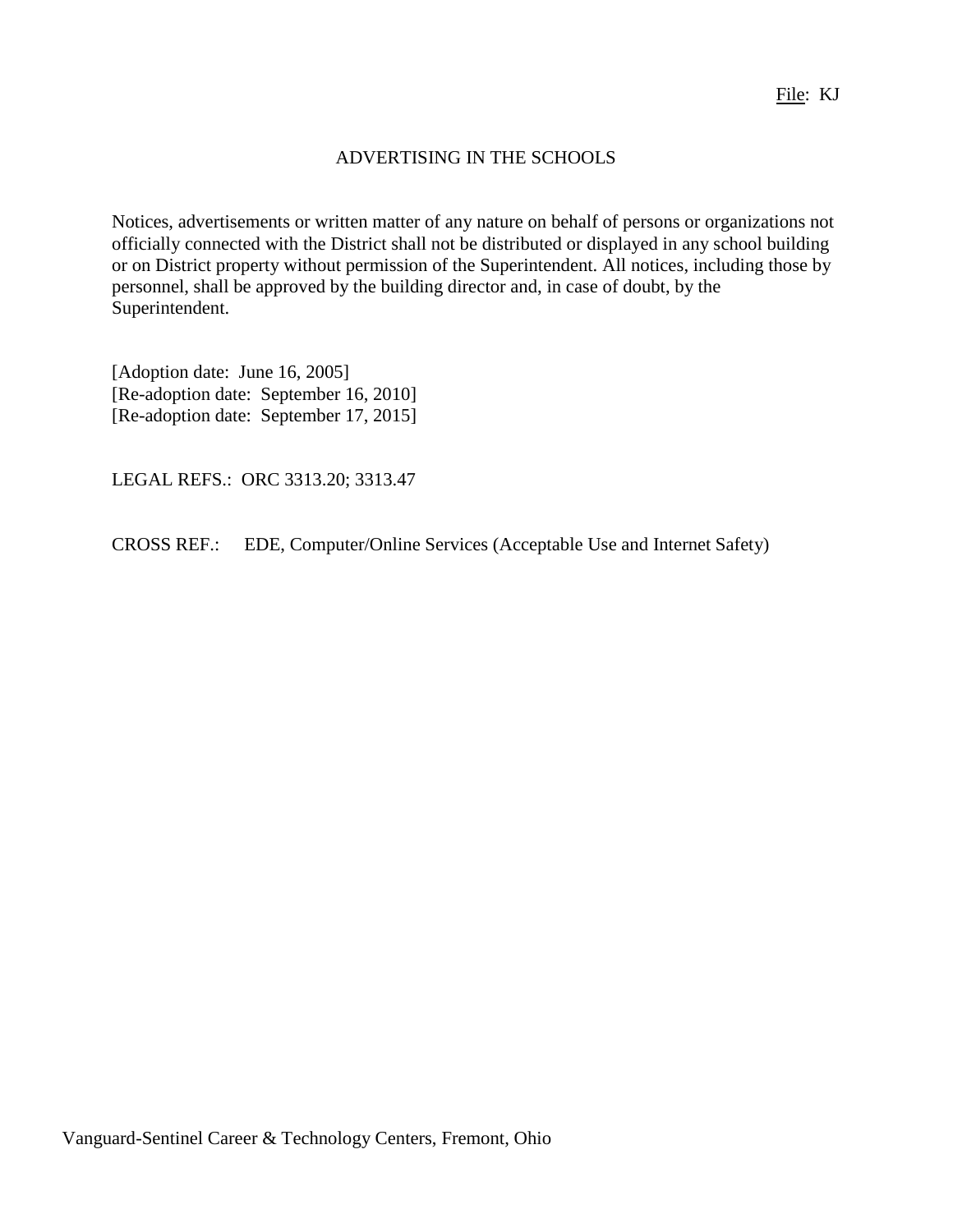File: KJ

# ADVERTISING IN THE SCHOOLS

Notices, advertisements or written matter of any nature on behalf of persons or organizations not officially connected with the District shall not be distributed or displayed in any school building or on District property without permission of the Superintendent. All notices, including those by personnel, shall be approved by the building director and, in case of doubt, by the Superintendent.

[Adoption date: June 16, 2005]
[Re-adoption date: September 16, 2010]
[Re-adoption date: September 17, 2015]

LEGAL REFS.: ORC 3313.20; 3313.47

CROSS REF.: EDE, Computer/Online Services (Acceptable Use and Internet Safety)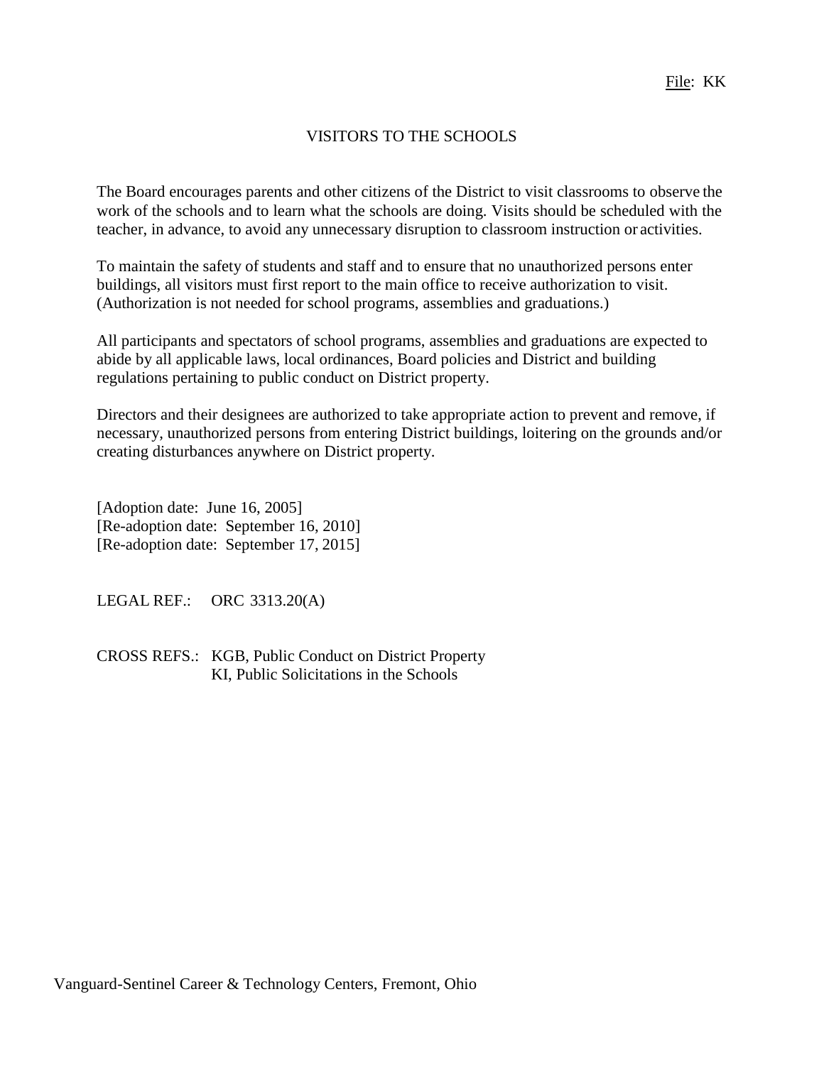File: KK

# VISITORS TO THE SCHOOLS

The Board encourages parents and other citizens of the District to visit classrooms to observe the work of the schools and to learn what the schools are doing. Visits should be scheduled with the teacher, in advance, to avoid any unnecessary disruption to classroom instruction or activities.

To maintain the safety of students and staff and to ensure that no unauthorized persons enter buildings, all visitors must first report to the main office to receive authorization to visit. (Authorization is not needed for school programs, assemblies and graduations.)

All participants and spectators of school programs, assemblies and graduations are expected to abide by all applicable laws, local ordinances, Board policies and District and building regulations pertaining to public conduct on District property.

Directors and their designees are authorized to take appropriate action to prevent and remove, if necessary, unauthorized persons from entering District buildings, loitering on the grounds and/or creating disturbances anywhere on District property.

[Adoption date: June 16, 2005]
[Re-adoption date: September 16, 2010]
[Re-adoption date: September 17, 2015]

LEGAL REF.: ORC 3313.20(A)

CROSS REFS.: KGB, Public Conduct on District Property
KI, Public Solicitations in the Schools

Vanguard-Sentinel Career & Technology Centers, Fremont, Ohio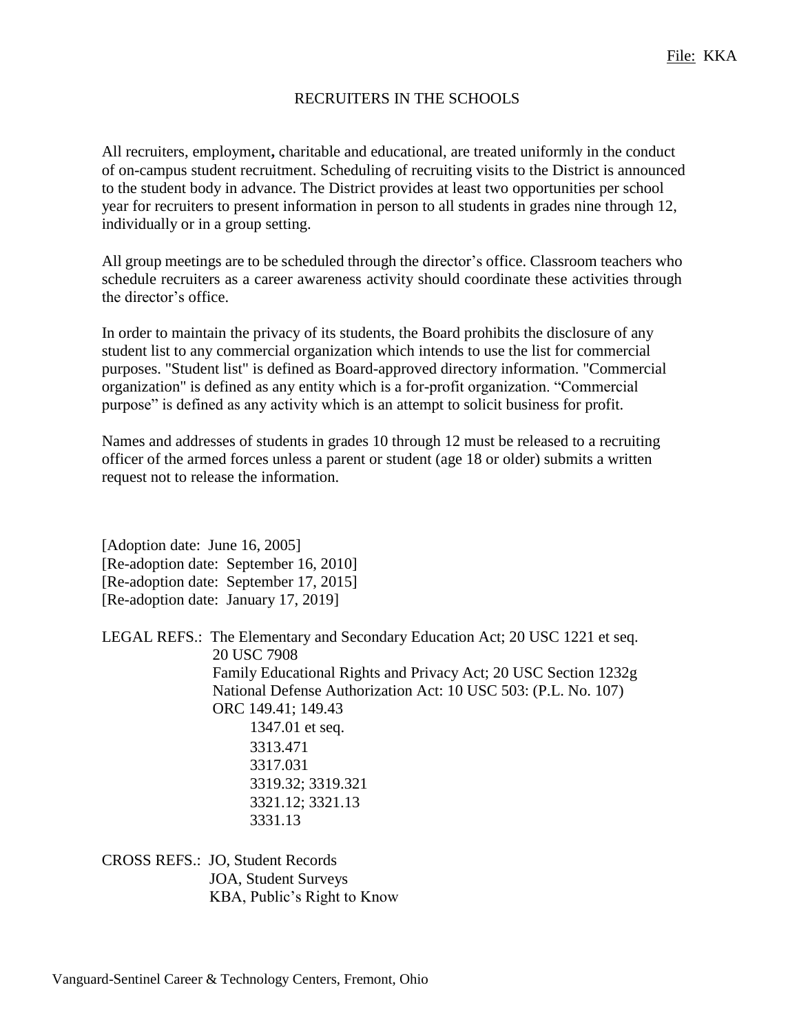File: KKA

# RECRUITERS IN THE SCHOOLS

All recruiters, employment**,** charitable and educational, are treated uniformly in the conduct of on-campus student recruitment. Scheduling of recruiting visits to the District is announced to the student body in advance. The District provides at least two opportunities per school year for recruiters to present information in person to all students in grades nine through 12, individually or in a group setting.

All group meetings are to be scheduled through the director's office. Classroom teachers who schedule recruiters as a career awareness activity should coordinate these activities through the director's office.

In order to maintain the privacy of its students, the Board prohibits the disclosure of any student list to any commercial organization which intends to use the list for commercial purposes. "Student list" is defined as Board-approved directory information. "Commercial organization" is defined as any entity which is a for-profit organization. "Commercial purpose" is defined as any activity which is an attempt to solicit business for profit.

Names and addresses of students in grades 10 through 12 must be released to a recruiting officer of the armed forces unless a parent or student (age 18 or older) submits a written request not to release the information.

[Adoption date: June 16, 2005]
[Re-adoption date: September 16, 2010]
[Re-adoption date: September 17, 2015]
[Re-adoption date: January 17, 2019]

LEGAL REFS.: The Elementary and Secondary Education Act; 20 USC 1221 et seq.
20 USC 7908
Family Educational Rights and Privacy Act; 20 USC Section 1232g
National Defense Authorization Act: 10 USC 503: (P.L. No. 107)
ORC 149.41; 149.43
1347.01 et seq.
3313.471
3317.031
3319.32; 3319.321
3321.12; 3321.13
3331.13

CROSS REFS.: JO, Student Records
JOA, Student Surveys
KBA, Public's Right to Know

Vanguard-Sentinel Career & Technology Centers, Fremont, Ohio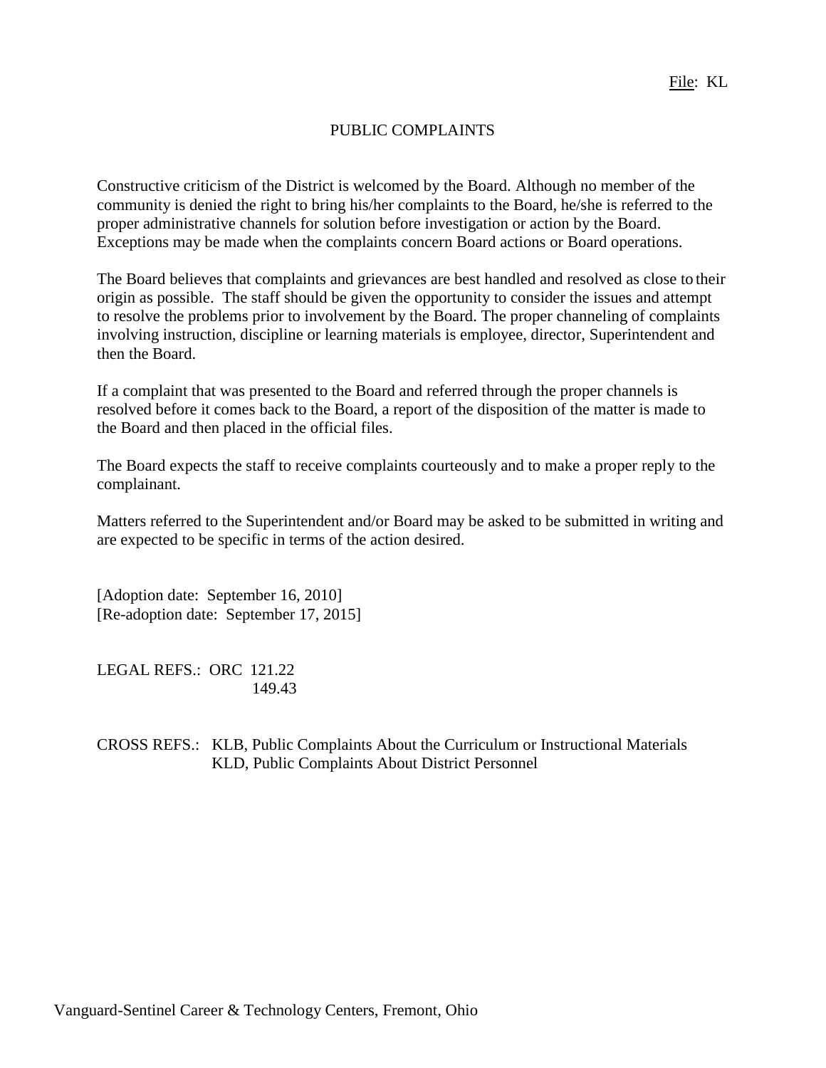File: KL

# PUBLIC COMPLAINTS

Constructive criticism of the District is welcomed by the Board. Although no member of the community is denied the right to bring his/her complaints to the Board, he/she is referred to the proper administrative channels for solution before investigation or action by the Board. Exceptions may be made when the complaints concern Board actions or Board operations.

The Board believes that complaints and grievances are best handled and resolved as close to their origin as possible. The staff should be given the opportunity to consider the issues and attempt to resolve the problems prior to involvement by the Board. The proper channeling of complaints involving instruction, discipline or learning materials is employee, director, Superintendent and then the Board.

If a complaint that was presented to the Board and referred through the proper channels is resolved before it comes back to the Board, a report of the disposition of the matter is made to the Board and then placed in the official files.

The Board expects the staff to receive complaints courteously and to make a proper reply to the complainant.

Matters referred to the Superintendent and/or Board may be asked to be submitted in writing and are expected to be specific in terms of the action desired.

[Adoption date: September 16, 2010]
[Re-adoption date: September 17, 2015]

LEGAL REFS.: ORC 121.22
149.43

CROSS REFS.: KLB, Public Complaints About the Curriculum or Instructional Materials
KLD, Public Complaints About District Personnel

Vanguard-Sentinel Career & Technology Centers, Fremont, Ohio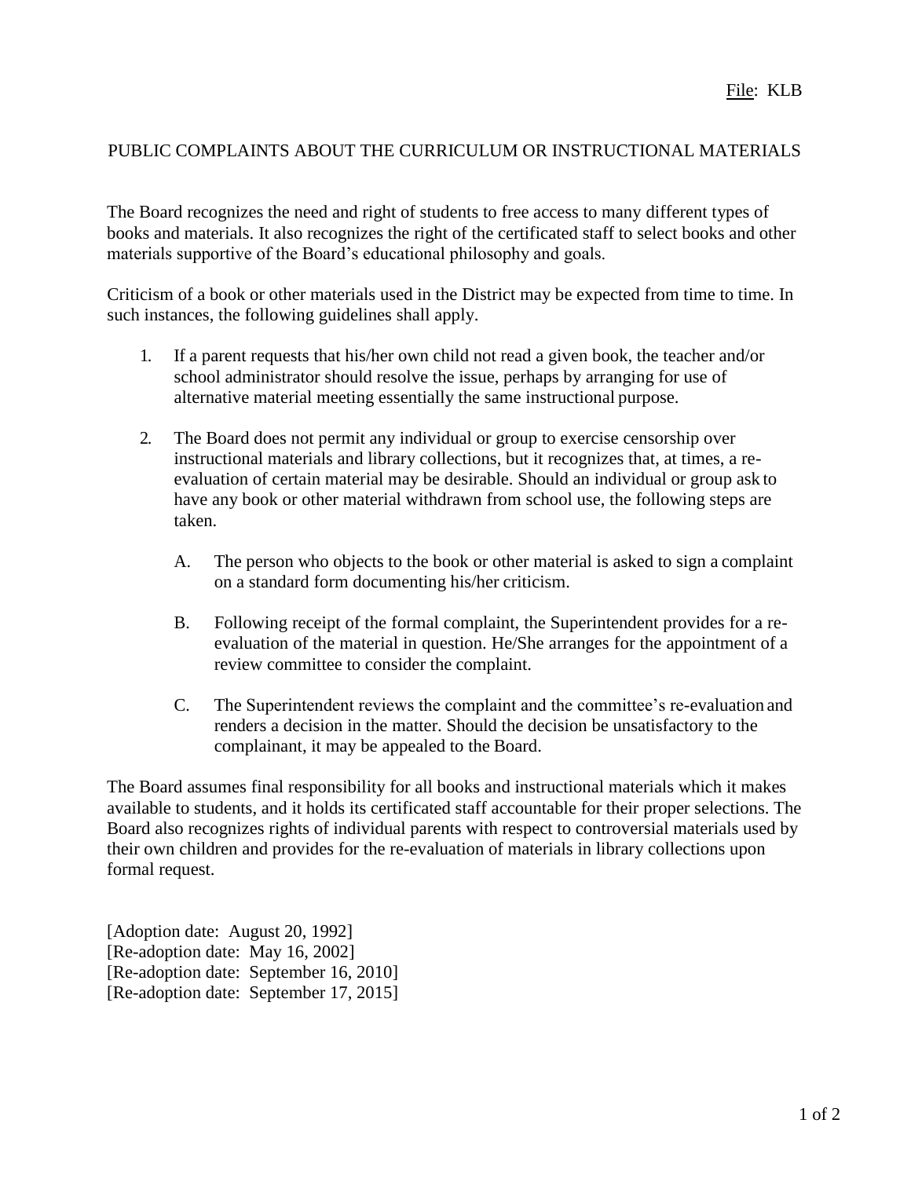File: KLB

## PUBLIC COMPLAINTS ABOUT THE CURRICULUM OR INSTRUCTIONAL MATERIALS

The Board recognizes the need and right of students to free access to many different types of books and materials. It also recognizes the right of the certificated staff to select books and other materials supportive of the Board's educational philosophy and goals.

Criticism of a book or other materials used in the District may be expected from time to time. In such instances, the following guidelines shall apply.

1. If a parent requests that his/her own child not read a given book, the teacher and/or school administrator should resolve the issue, perhaps by arranging for use of alternative material meeting essentially the same instructional purpose.

2. The Board does not permit any individual or group to exercise censorship over instructional materials and library collections, but it recognizes that, at times, a re-evaluation of certain material may be desirable. Should an individual or group ask to have any book or other material withdrawn from school use, the following steps are taken.

   A. The person who objects to the book or other material is asked to sign a complaint on a standard form documenting his/her criticism.

   B. Following receipt of the formal complaint, the Superintendent provides for a re-evaluation of the material in question. He/She arranges for the appointment of a review committee to consider the complaint.

   C. The Superintendent reviews the complaint and the committee's re-evaluation and renders a decision in the matter. Should the decision be unsatisfactory to the complainant, it may be appealed to the Board.

The Board assumes final responsibility for all books and instructional materials which it makes available to students, and it holds its certificated staff accountable for their proper selections. The Board also recognizes rights of individual parents with respect to controversial materials used by their own children and provides for the re-evaluation of materials in library collections upon formal request.

[Adoption date: August 20, 1992]
[Re-adoption date: May 16, 2002]
[Re-adoption date: September 16, 2010]
[Re-adoption date: September 17, 2015]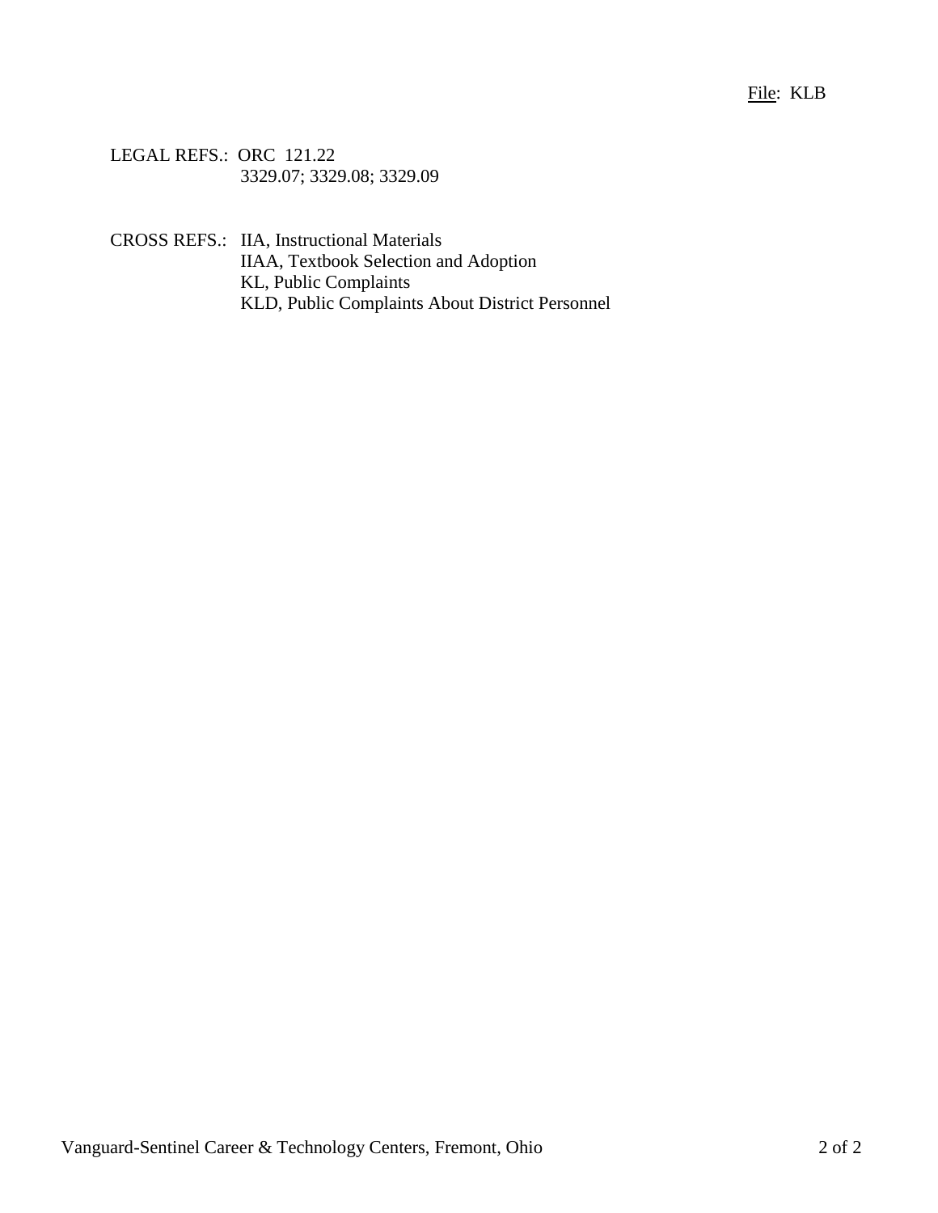File: KLB

LEGAL REFS.: ORC 121.22
3329.07; 3329.08; 3329.09

CROSS REFS.: IIA, Instructional Materials
IIAA, Textbook Selection and Adoption
KL, Public Complaints
KLD, Public Complaints About District Personnel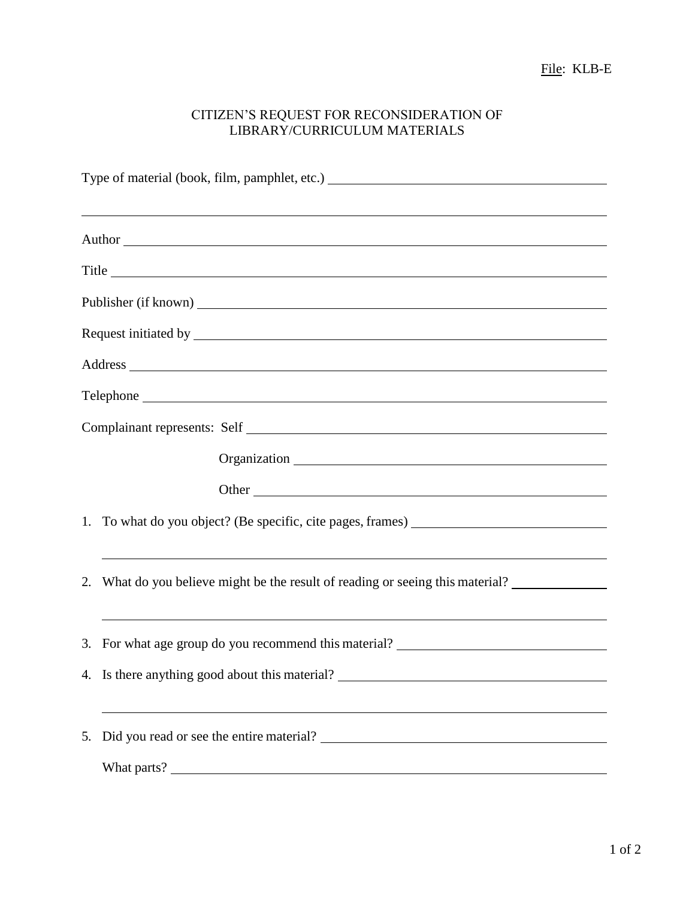File: KLB-E

# CITIZEN'S REQUEST FOR RECONSIDERATION OF LIBRARY/CURRICULUM MATERIALS

Type of material (book, film, pamphlet, etc.) \_\_\_\_\_\_\_\_\_\_\_\_\_\_\_\_\_\_\_\_\_\_\_\_\_\_\_\_\_\_\_\_\_\_\_\_\_\_\_\_

\_\_\_\_\_\_\_\_\_\_\_\_\_\_\_\_\_\_\_\_\_\_\_\_\_\_\_\_\_\_\_\_\_\_\_\_\_\_\_\_\_\_\_\_\_\_\_\_\_\_\_\_\_\_\_\_\_\_\_\_\_\_\_\_\_\_\_\_\_\_\_\_\_\_\_\_

Author \_\_\_\_\_\_\_\_\_\_\_\_\_\_\_\_\_\_\_\_\_\_\_\_\_\_\_\_\_\_\_\_\_\_\_\_\_\_\_\_\_\_\_\_\_\_\_\_\_\_\_\_\_\_\_\_\_\_\_\_\_\_\_\_\_\_\_\_\_

Title \_\_\_\_\_\_\_\_\_\_\_\_\_\_\_\_\_\_\_\_\_\_\_\_\_\_\_\_\_\_\_\_\_\_\_\_\_\_\_\_\_\_\_\_\_\_\_\_\_\_\_\_\_\_\_\_\_\_\_\_\_\_\_\_\_\_\_\_\_\_\_

Publisher (if known) \_\_\_\_\_\_\_\_\_\_\_\_\_\_\_\_\_\_\_\_\_\_\_\_\_\_\_\_\_\_\_\_\_\_\_\_\_\_\_\_\_\_\_\_\_\_\_\_\_\_\_\_\_\_\_\_\_\_

Request initiated by \_\_\_\_\_\_\_\_\_\_\_\_\_\_\_\_\_\_\_\_\_\_\_\_\_\_\_\_\_\_\_\_\_\_\_\_\_\_\_\_\_\_\_\_\_\_\_\_\_\_\_\_\_\_\_\_\_\_

Address \_\_\_\_\_\_\_\_\_\_\_\_\_\_\_\_\_\_\_\_\_\_\_\_\_\_\_\_\_\_\_\_\_\_\_\_\_\_\_\_\_\_\_\_\_\_\_\_\_\_\_\_\_\_\_\_\_\_\_\_\_\_\_\_\_\_\_\_

Telephone \_\_\_\_\_\_\_\_\_\_\_\_\_\_\_\_\_\_\_\_\_\_\_\_\_\_\_\_\_\_\_\_\_\_\_\_\_\_\_\_\_\_\_\_\_\_\_\_\_\_\_\_\_\_\_\_\_\_\_\_\_\_\_\_\_\_

Complainant represents: Self \_\_\_\_\_\_\_\_\_\_\_\_\_\_\_\_\_\_\_\_\_\_\_\_\_\_\_\_\_\_\_\_\_\_\_\_\_\_\_\_\_\_\_\_\_\_\_\_\_

Organization \_\_\_\_\_\_\_\_\_\_\_\_\_\_\_\_\_\_\_\_\_\_\_\_\_\_\_\_\_\_\_\_\_\_\_\_\_\_\_\_\_\_\_\_

Other \_\_\_\_\_\_\_\_\_\_\_\_\_\_\_\_\_\_\_\_\_\_\_\_\_\_\_\_\_\_\_\_\_\_\_\_\_\_\_\_\_\_\_\_\_\_\_\_\_\_\_

1. To what do you object? (Be specific, cite pages, frames) \_\_\_\_\_\_\_\_\_\_\_\_\_\_\_\_\_\_\_\_\_\_\_\_\_\_\_\_

   \_\_\_\_\_\_\_\_\_\_\_\_\_\_\_\_\_\_\_\_\_\_\_\_\_\_\_\_\_\_\_\_\_\_\_\_\_\_\_\_\_\_\_\_\_\_\_\_\_\_\_\_\_\_\_\_\_\_\_\_\_\_\_\_\_\_\_\_\_\_\_\_\_

2. What do you believe might be the result of reading or seeing this material? \_\_\_\_\_\_\_\_\_\_\_\_\_\_

   \_\_\_\_\_\_\_\_\_\_\_\_\_\_\_\_\_\_\_\_\_\_\_\_\_\_\_\_\_\_\_\_\_\_\_\_\_\_\_\_\_\_\_\_\_\_\_\_\_\_\_\_\_\_\_\_\_\_\_\_\_\_\_\_\_\_\_\_\_\_\_\_\_

3. For what age group do you recommend this material? \_\_\_\_\_\_\_\_\_\_\_\_\_\_\_\_\_\_\_\_\_\_\_\_\_\_\_\_\_\_\_

4. Is there anything good about this material? \_\_\_\_\_\_\_\_\_\_\_\_\_\_\_\_\_\_\_\_\_\_\_\_\_\_\_\_\_\_\_\_\_\_\_\_\_\_\_\_

   \_\_\_\_\_\_\_\_\_\_\_\_\_\_\_\_\_\_\_\_\_\_\_\_\_\_\_\_\_\_\_\_\_\_\_\_\_\_\_\_\_\_\_\_\_\_\_\_\_\_\_\_\_\_\_\_\_\_\_\_\_\_\_\_\_\_\_\_\_\_\_\_\_

5. Did you read or see the entire material? \_\_\_\_\_\_\_\_\_\_\_\_\_\_\_\_\_\_\_\_\_\_\_\_\_\_\_\_\_\_\_\_\_\_\_\_\_\_\_\_\_\_

   What parts? \_\_\_\_\_\_\_\_\_\_\_\_\_\_\_\_\_\_\_\_\_\_\_\_\_\_\_\_\_\_\_\_\_\_\_\_\_\_\_\_\_\_\_\_\_\_\_\_\_\_\_\_\_\_\_\_\_\_\_\_\_\_\_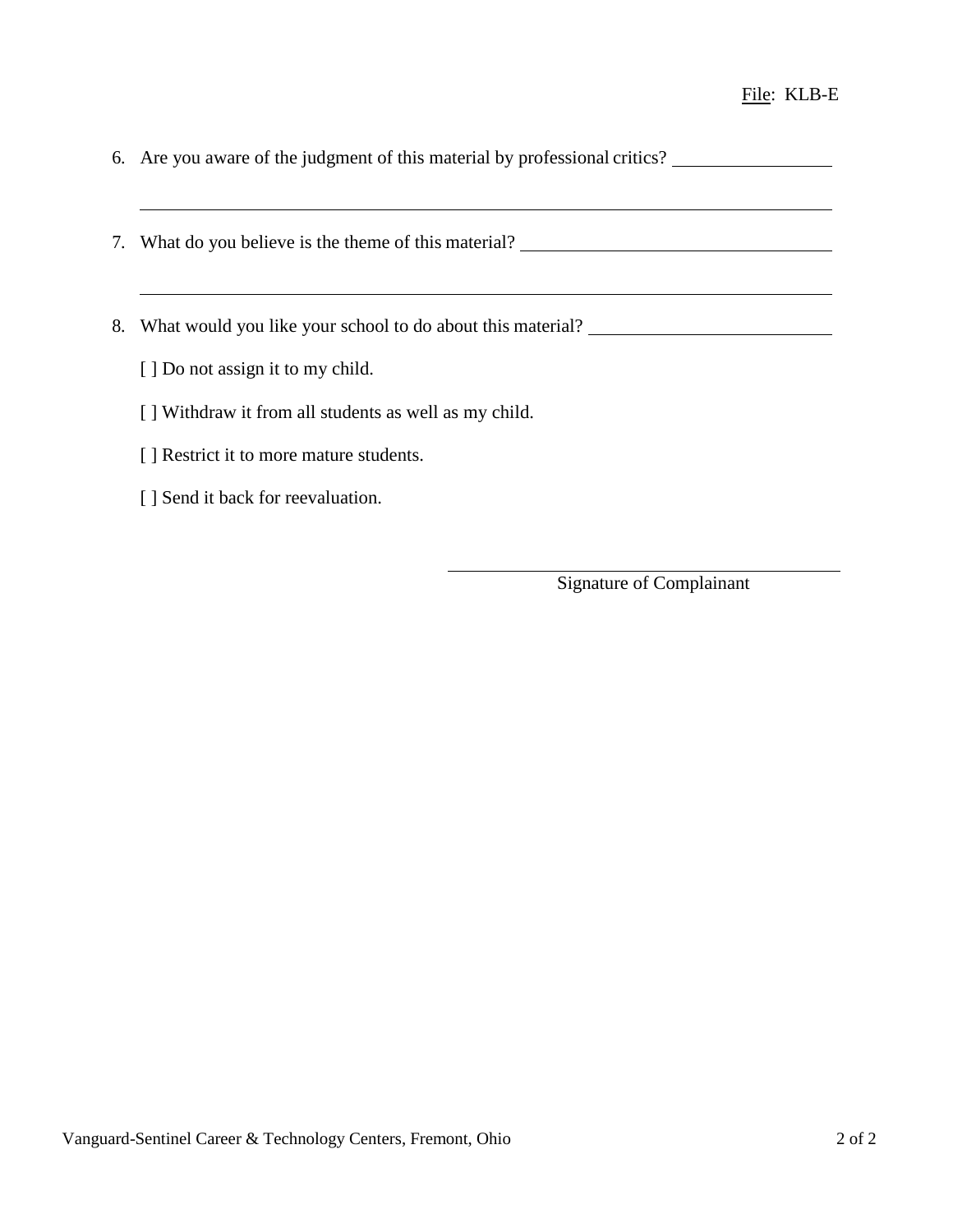File: KLB-E

6. Are you aware of the judgment of this material by professional critics? \_\_\_\_\_\_\_\_\_\_\_\_\_\_\_\_\_\_

\_\_\_\_\_\_\_\_\_\_\_\_\_\_\_\_\_\_\_\_\_\_\_\_\_\_\_\_\_\_\_\_\_\_\_\_\_\_\_\_\_\_\_\_\_\_\_\_\_\_\_\_\_\_\_\_\_\_\_\_\_\_\_\_\_\_\_\_\_\_

7. What do you believe is the theme of this material? \_\_\_\_\_\_\_\_\_\_\_\_\_\_\_\_\_\_\_\_\_\_\_\_\_\_\_\_\_\_\_\_\_\_

\_\_\_\_\_\_\_\_\_\_\_\_\_\_\_\_\_\_\_\_\_\_\_\_\_\_\_\_\_\_\_\_\_\_\_\_\_\_\_\_\_\_\_\_\_\_\_\_\_\_\_\_\_\_\_\_\_\_\_\_\_\_\_\_\_\_\_\_\_\_

8. What would you like your school to do about this material? \_\_\_\_\_\_\_\_\_\_\_\_\_\_\_\_\_\_\_\_\_\_\_\_\_\_

   [ ] Do not assign it to my child.

   [ ] Withdraw it from all students as well as my child.

   [ ] Restrict it to more mature students.

   [ ] Send it back for reevaluation.

\_\_\_\_\_\_\_\_\_\_\_\_\_\_\_\_\_\_\_\_\_\_\_\_\_\_\_\_\_\_\_\_\_\_\_\_\_\_\_\_\_\_

Signature of Complainant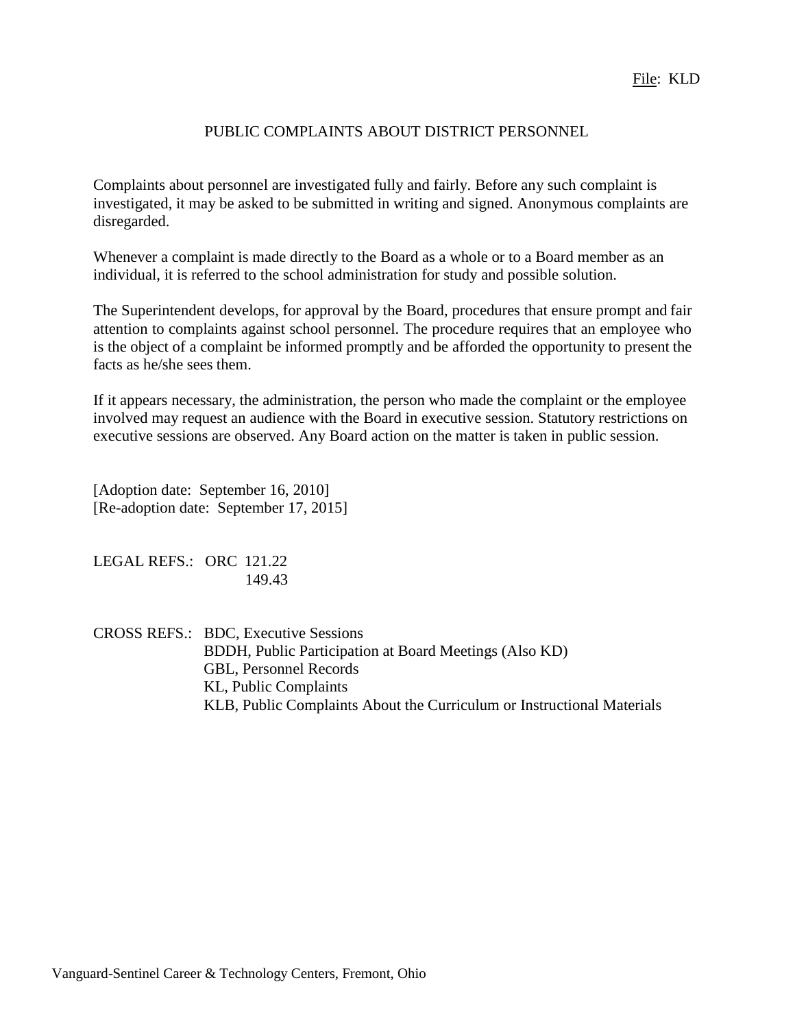File: KLD

# PUBLIC COMPLAINTS ABOUT DISTRICT PERSONNEL

Complaints about personnel are investigated fully and fairly. Before any such complaint is investigated, it may be asked to be submitted in writing and signed. Anonymous complaints are disregarded.

Whenever a complaint is made directly to the Board as a whole or to a Board member as an individual, it is referred to the school administration for study and possible solution.

The Superintendent develops, for approval by the Board, procedures that ensure prompt and fair attention to complaints against school personnel. The procedure requires that an employee who is the object of a complaint be informed promptly and be afforded the opportunity to present the facts as he/she sees them.

If it appears necessary, the administration, the person who made the complaint or the employee involved may request an audience with the Board in executive session. Statutory restrictions on executive sessions are observed. Any Board action on the matter is taken in public session.

[Adoption date: September 16, 2010]
[Re-adoption date: September 17, 2015]

LEGAL REFS.: ORC 121.22
149.43

CROSS REFS.: BDC, Executive Sessions
BDDH, Public Participation at Board Meetings (Also KD)
GBL, Personnel Records
KL, Public Complaints
KLB, Public Complaints About the Curriculum or Instructional Materials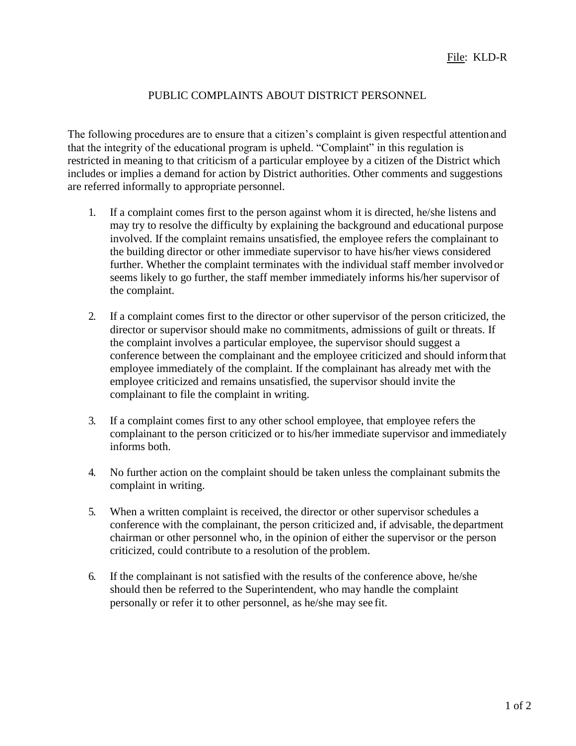File: KLD-R

# PUBLIC COMPLAINTS ABOUT DISTRICT PERSONNEL

The following procedures are to ensure that a citizen's complaint is given respectful attention and that the integrity of the educational program is upheld. "Complaint" in this regulation is restricted in meaning to that criticism of a particular employee by a citizen of the District which includes or implies a demand for action by District authorities. Other comments and suggestions are referred informally to appropriate personnel.

1. If a complaint comes first to the person against whom it is directed, he/she listens and may try to resolve the difficulty by explaining the background and educational purpose involved. If the complaint remains unsatisfied, the employee refers the complainant to the building director or other immediate supervisor to have his/her views considered further. Whether the complaint terminates with the individual staff member involved or seems likely to go further, the staff member immediately informs his/her supervisor of the complaint.

2. If a complaint comes first to the director or other supervisor of the person criticized, the director or supervisor should make no commitments, admissions of guilt or threats. If the complaint involves a particular employee, the supervisor should suggest a conference between the complainant and the employee criticized and should inform that employee immediately of the complaint. If the complainant has already met with the employee criticized and remains unsatisfied, the supervisor should invite the complainant to file the complaint in writing.

3. If a complaint comes first to any other school employee, that employee refers the complainant to the person criticized or to his/her immediate supervisor and immediately informs both.

4. No further action on the complaint should be taken unless the complainant submits the complaint in writing.

5. When a written complaint is received, the director or other supervisor schedules a conference with the complainant, the person criticized and, if advisable, the department chairman or other personnel who, in the opinion of either the supervisor or the person criticized, could contribute to a resolution of the problem.

6. If the complainant is not satisfied with the results of the conference above, he/she should then be referred to the Superintendent, who may handle the complaint personally or refer it to other personnel, as he/she may see fit.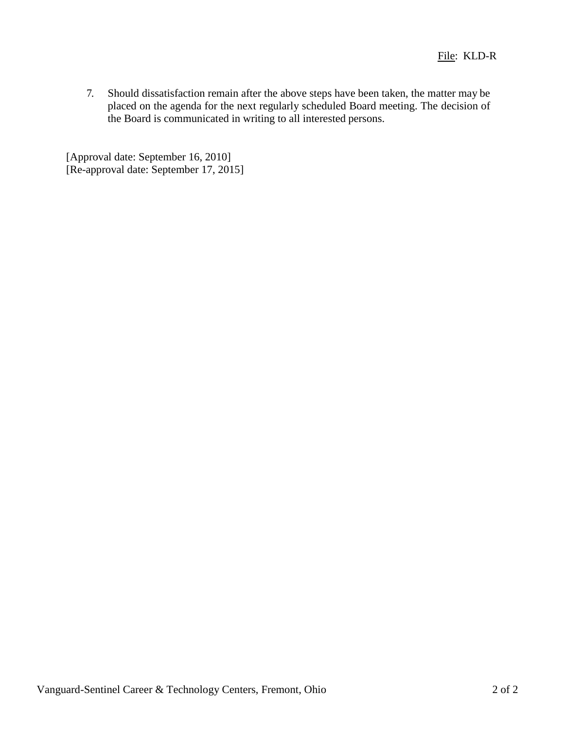7. Should dissatisfaction remain after the above steps have been taken, the matter may be placed on the agenda for the next regularly scheduled Board meeting. The decision of the Board is communicated in writing to all interested persons.

[Approval date: September 16, 2010]
[Re-approval date: September 17, 2015]